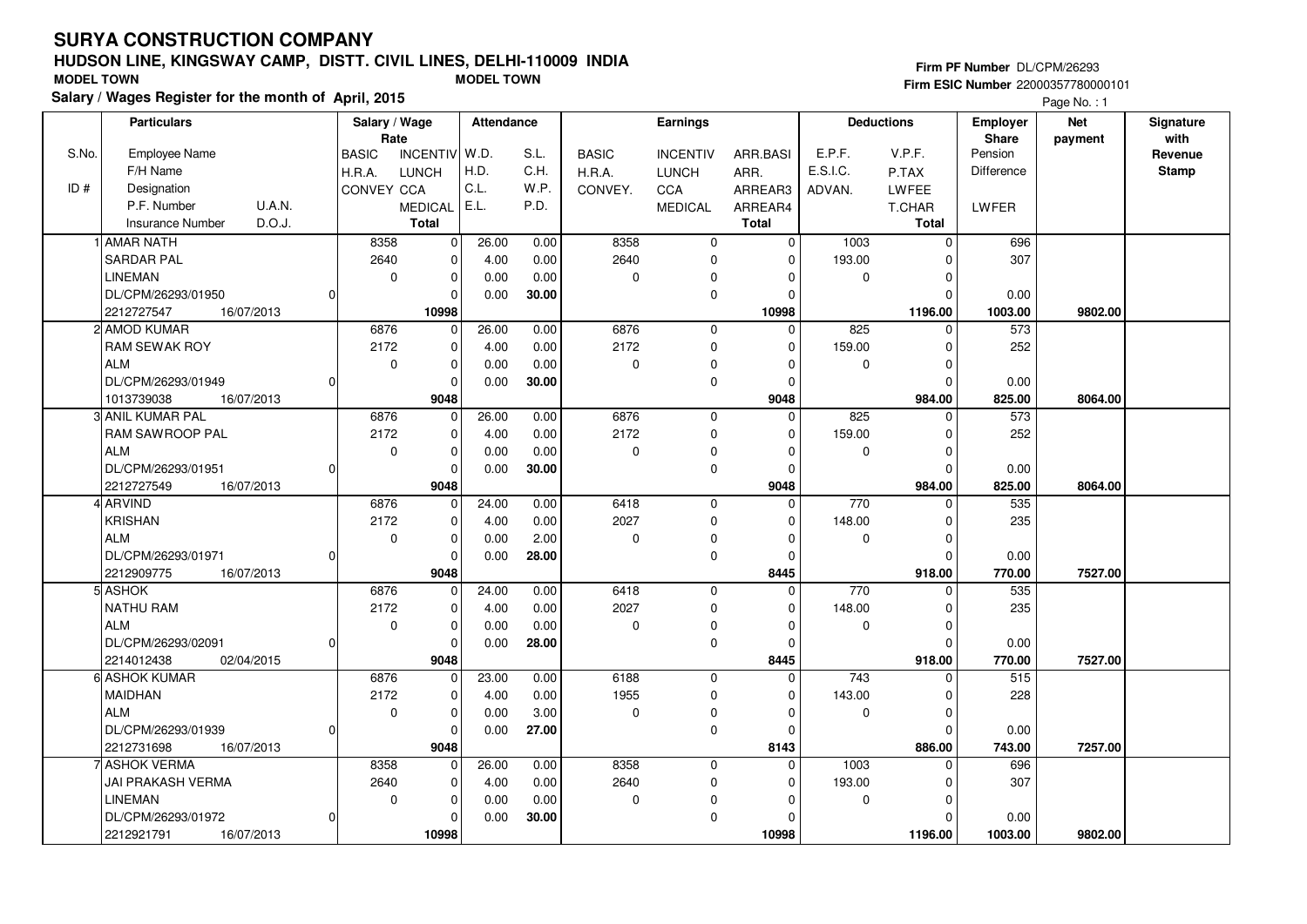# SURYA CONSTRUCTION COMPANY

## HUDSON LINE, KINGSWAY CAMP, DISTT. CIVIL LINES, DELHI-110009 INDIA

MODEL TOWN　　　　MODEL TOWN

**Salary / Wages Register for the month of April, 2015**

Firm PF Number DL/CPM/26293
Firm ESIC Number 22000357780000101

Page No. : 1

| S.No. / ID # | Particulars: Employee Name / F/H Name / Designation / P.F. Number, U.A.N. / Insurance Number, D.O.J. | Salary / Wage Rate: BASIC / H.R.A. / CONVEY | Salary / Wage Rate: INCENTIV / LUNCH / CCA / MEDICAL / Total | Attendance: W.D. / H.D. / C.L. / E.L. | Attendance: S.L. / C.H. / W.P. / P.D. | Earnings: BASIC / H.R.A. / CONVEY. | Earnings: INCENTIV / LUNCH / CCA / MEDICAL | Earnings: ARR.BASI / ARR. / ARREAR3 / ARREAR4 / Total | Deductions: E.P.F. / E.S.I.C. / ADVAN. | Deductions: V.P.F. / P.TAX / LWFEE / T.CHAR / Total | Employer Share: Pension / Difference / LWFER | Net payment | Signature with Revenue Stamp |
|---|---|---|---|---|---|---|---|---|---|---|---|---|---|
| 1 | AMAR NATH | 8358 | 0 | 26.00 | 0.00 | 8358 | 0 | 0 | 1003 | 0 | 696 | | |
| | SARDAR PAL | 2640 | 0 | 4.00 | 0.00 | 2640 | 0 | 0 | 193.00 | 0 | 307 | | |
| | LINEMAN | 0 | 0 | 0.00 | 0.00 | 0 | 0 | 0 | 0 | 0 | | | |
| | DL/CPM/26293/01950 0 | | 0 | 0.00 | **30.00** | | 0 | 0 | | 0 | 0.00 | | |
| | 2212727547 16/07/2013 | | **10998** | | | | | **10998** | | **1196.00** | **1003.00** | **9802.00** | |
| 2 | AMOD KUMAR | 6876 | 0 | 26.00 | 0.00 | 6876 | 0 | 0 | 825 | 0 | 573 | | |
| | RAM SEWAK ROY | 2172 | 0 | 4.00 | 0.00 | 2172 | 0 | 0 | 159.00 | 0 | 252 | | |
| | ALM | 0 | 0 | 0.00 | 0.00 | 0 | 0 | 0 | 0 | 0 | | | |
| | DL/CPM/26293/01949 0 | | 0 | 0.00 | **30.00** | | 0 | 0 | | 0 | 0.00 | | |
| | 1013739038 16/07/2013 | | **9048** | | | | | **9048** | | **984.00** | **825.00** | **8064.00** | |
| 3 | ANIL KUMAR PAL | 6876 | 0 | 26.00 | 0.00 | 6876 | 0 | 0 | 825 | 0 | 573 | | |
| | RAM SAWROOP PAL | 2172 | 0 | 4.00 | 0.00 | 2172 | 0 | 0 | 159.00 | 0 | 252 | | |
| | ALM | 0 | 0 | 0.00 | 0.00 | 0 | 0 | 0 | 0 | 0 | | | |
| | DL/CPM/26293/01951 0 | | 0 | 0.00 | **30.00** | | 0 | 0 | | 0 | 0.00 | | |
| | 2212727549 16/07/2013 | | **9048** | | | | | **9048** | | **984.00** | **825.00** | **8064.00** | |
| 4 | ARVIND | 6876 | 0 | 24.00 | 0.00 | 6418 | 0 | 0 | 770 | 0 | 535 | | |
| | KRISHAN | 2172 | 0 | 4.00 | 0.00 | 2027 | 0 | 0 | 148.00 | 0 | 235 | | |
| | ALM | 0 | 0 | 0.00 | 2.00 | 0 | 0 | 0 | 0 | 0 | | | |
| | DL/CPM/26293/01971 0 | | 0 | 0.00 | **28.00** | | 0 | 0 | | 0 | 0.00 | | |
| | 2212909775 16/07/2013 | | **9048** | | | | | **8445** | | **918.00** | **770.00** | **7527.00** | |
| 5 | ASHOK | 6876 | 0 | 24.00 | 0.00 | 6418 | 0 | 0 | 770 | 0 | 535 | | |
| | NATHU RAM | 2172 | 0 | 4.00 | 0.00 | 2027 | 0 | 0 | 148.00 | 0 | 235 | | |
| | ALM | 0 | 0 | 0.00 | 0.00 | 0 | 0 | 0 | 0 | 0 | | | |
| | DL/CPM/26293/02091 0 | | 0 | 0.00 | **28.00** | | 0 | 0 | | 0 | 0.00 | | |
| | 2214012438 02/04/2015 | | **9048** | | | | | **8445** | | **918.00** | **770.00** | **7527.00** | |
| 6 | ASHOK KUMAR | 6876 | 0 | 23.00 | 0.00 | 6188 | 0 | 0 | 743 | 0 | 515 | | |
| | MAIDHAN | 2172 | 0 | 4.00 | 0.00 | 1955 | 0 | 0 | 143.00 | 0 | 228 | | |
| | ALM | 0 | 0 | 0.00 | 3.00 | 0 | 0 | 0 | 0 | 0 | | | |
| | DL/CPM/26293/01939 0 | | 0 | 0.00 | **27.00** | | 0 | 0 | | 0 | 0.00 | | |
| | 2212731698 16/07/2013 | | **9048** | | | | | **8143** | | **886.00** | **743.00** | **7257.00** | |
| 7 | ASHOK VERMA | 8358 | 0 | 26.00 | 0.00 | 8358 | 0 | 0 | 1003 | 0 | 696 | | |
| | JAI PRAKASH VERMA | 2640 | 0 | 4.00 | 0.00 | 2640 | 0 | 0 | 193.00 | 0 | 307 | | |
| | LINEMAN | 0 | 0 | 0.00 | 0.00 | 0 | 0 | 0 | 0 | 0 | | | |
| | DL/CPM/26293/01972 0 | | 0 | 0.00 | **30.00** | | 0 | 0 | | 0 | 0.00 | | |
| | 2212921791 16/07/2013 | | **10998** | | | | | **10998** | | **1196.00** | **1003.00** | **9802.00** | |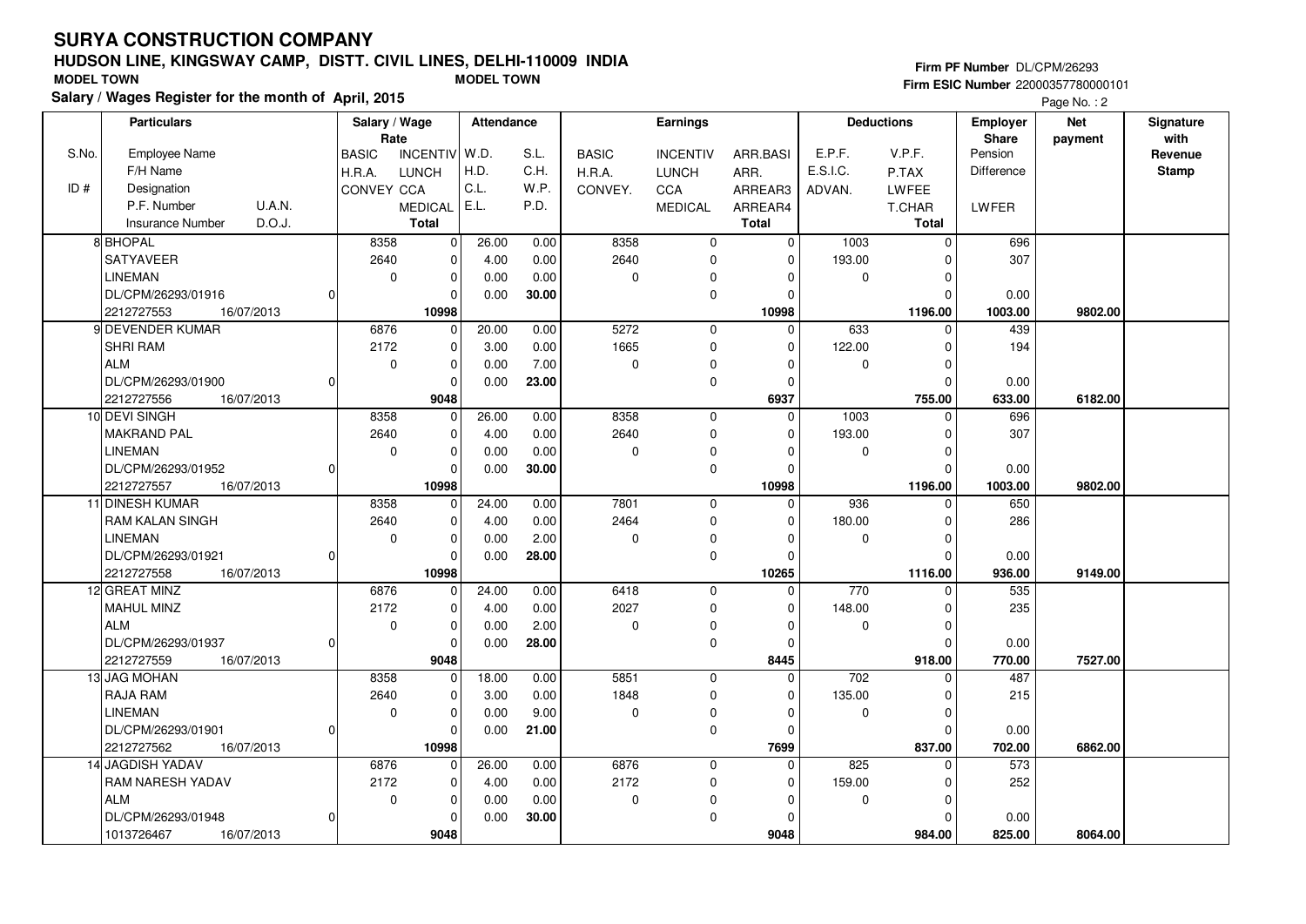# SURYA CONSTRUCTION COMPANY

## HUDSON LINE, KINGSWAY CAMP, DISTT. CIVIL LINES, DELHI-110009 INDIA

**MODEL TOWN** MODEL TOWN

**Salary / Wages Register for the month of April, 2015**

Firm PF Number DL/CPM/26293
Firm ESIC Number 22000357780000101

| S.No. / ID # | Particulars: Employee Name / F/H Name / Designation / P.F. Number / U.A.N. / Insurance Number / D.O.J. | Salary / Wage Rate: BASIC / H.R.A. / CONVEY | INCENTIV / LUNCH / CCA / MEDICAL / Total | Attendance: W.D. / H.D. / C.L. / E.L. | S.L. / C.H. / W.P. / P.D. | Earnings: BASIC / H.R.A. / CONVEY. | INCENTIV / LUNCH / CCA / MEDICAL | ARR.BASI / ARR. / ARREAR3 / ARREAR4 / Total | Deductions: E.P.F. / E.S.I.C. / ADVAN. | V.P.F. / P.TAX / LWFEE / T.CHAR / Total | Employer Share: Pension / Difference / LWFER | Net payment | Signature with Revenue Stamp |
|---|---|---|---|---|---|---|---|---|---|---|---|---|---|
| 8 | BHOPAL / SATYAVEER / LINEMAN / DL/CPM/26293/01916 / 0 / 2212727553 / 16/07/2013 | 8358 / 2640 / 0 | 0 / 0 / 0 / 0 / 10998 | 26.00 / 4.00 / 0.00 / 0.00 | 0.00 / 0.00 / 0.00 / 30.00 | 8358 / 2640 / 0 | 0 / 0 / 0 / 0 | 0 / 0 / 0 / 0 / 10998 | 1003 / 193.00 / 0 | 0 / 0 / 0 / 0 / 1196.00 | 696 / 307 / 0.00 / 1003.00 | 9802.00 | |
| 9 | DEVENDER KUMAR / SHRI RAM / ALM / DL/CPM/26293/01900 / 0 / 2212727556 / 16/07/2013 | 6876 / 2172 / 0 | 0 / 0 / 0 / 0 / 9048 | 20.00 / 3.00 / 0.00 / 0.00 | 0.00 / 0.00 / 7.00 / 23.00 | 5272 / 1665 / 0 | 0 / 0 / 0 / 0 | 0 / 0 / 0 / 0 / 6937 | 633 / 122.00 / 0 | 0 / 0 / 0 / 0 / 755.00 | 439 / 194 / 0.00 / 633.00 | 6182.00 | |
| 10 | DEVI SINGH / MAKRAND PAL / LINEMAN / DL/CPM/26293/01952 / 0 / 2212727557 / 16/07/2013 | 8358 / 2640 / 0 | 0 / 0 / 0 / 0 / 10998 | 26.00 / 4.00 / 0.00 / 0.00 | 0.00 / 0.00 / 0.00 / 30.00 | 8358 / 2640 / 0 | 0 / 0 / 0 / 0 | 0 / 0 / 0 / 0 / 10998 | 1003 / 193.00 / 0 | 0 / 0 / 0 / 0 / 1196.00 | 696 / 307 / 0.00 / 1003.00 | 9802.00 | |
| 11 | DINESH KUMAR / RAM KALAN SINGH / LINEMAN / DL/CPM/26293/01921 / 0 / 2212727558 / 16/07/2013 | 8358 / 2640 / 0 | 0 / 0 / 0 / 0 / 10998 | 24.00 / 4.00 / 0.00 / 0.00 | 0.00 / 0.00 / 2.00 / 28.00 | 7801 / 2464 / 0 | 0 / 0 / 0 / 0 | 0 / 0 / 0 / 0 / 10265 | 936 / 180.00 / 0 | 0 / 0 / 0 / 0 / 1116.00 | 650 / 286 / 0.00 / 936.00 | 9149.00 | |
| 12 | GREAT MINZ / MAHUL MINZ / ALM / DL/CPM/26293/01937 / 0 / 2212727559 / 16/07/2013 | 6876 / 2172 / 0 | 0 / 0 / 0 / 0 / 9048 | 24.00 / 4.00 / 0.00 / 0.00 | 0.00 / 0.00 / 2.00 / 28.00 | 6418 / 2027 / 0 | 0 / 0 / 0 / 0 | 0 / 0 / 0 / 0 / 8445 | 770 / 148.00 / 0 | 0 / 0 / 0 / 0 / 918.00 | 535 / 235 / 0.00 / 770.00 | 7527.00 | |
| 13 | JAG MOHAN / RAJA RAM / LINEMAN / DL/CPM/26293/01901 / 0 / 2212727562 / 16/07/2013 | 8358 / 2640 / 0 | 0 / 0 / 0 / 0 / 10998 | 18.00 / 3.00 / 0.00 / 0.00 | 0.00 / 0.00 / 9.00 / 21.00 | 5851 / 1848 / 0 | 0 / 0 / 0 / 0 | 0 / 0 / 0 / 0 / 7699 | 702 / 135.00 / 0 | 0 / 0 / 0 / 0 / 837.00 | 487 / 215 / 0.00 / 702.00 | 6862.00 | |
| 14 | JAGDISH YADAV / RAM NARESH YADAV / ALM / DL/CPM/26293/01948 / 0 / 1013726467 / 16/07/2013 | 6876 / 2172 / 0 | 0 / 0 / 0 / 0 / 9048 | 26.00 / 4.00 / 0.00 / 0.00 | 0.00 / 0.00 / 0.00 / 30.00 | 6876 / 2172 / 0 | 0 / 0 / 0 / 0 | 0 / 0 / 0 / 0 / 9048 | 825 / 159.00 / 0 | 0 / 0 / 0 / 0 / 984.00 | 573 / 252 / 0.00 / 825.00 | 8064.00 | |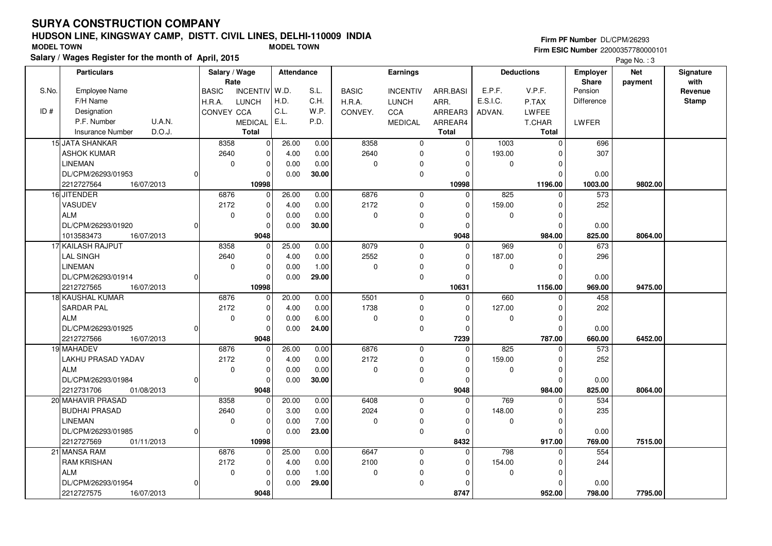# SURYA CONSTRUCTION COMPANY

## HUDSON LINE, KINGSWAY CAMP, DISTT. CIVIL LINES, DELHI-110009 INDIA

**MODEL TOWN** **MODEL TOWN**

**Salary / Wages Register for the month of April, 2015**

**Firm PF Number** DL/CPM/26293
**Firm ESIC Number** 22000357780000101

Page No. : 3

| S.No. / ID # | Particulars: Employee Name / F/H Name / Designation / P.F. Number, U.A.N. / Insurance Number, D.O.J. | Salary / Wage Rate: BASIC / H.R.A. / CONVEY | Salary / Wage Rate: INCENTIV / LUNCH / CCA / MEDICAL / Total | Attendance: W.D. / H.D. / C.L. / E.L. | Attendance: S.L. / C.H. / W.P. / P.D. | Earnings: BASIC / H.R.A. / CONVEY. | Earnings: INCENTIV / LUNCH / CCA / MEDICAL | Earnings: ARR.BASI / ARR. / ARREAR3 / ARREAR4 / Total | Deductions: E.P.F. / E.S.I.C. / ADVAN. | Deductions: V.P.F. / P.TAX / LWFEE / T.CHAR / Total | Employer Share: Pension / Difference / LWFER | Net payment | Signature with Revenue Stamp |
|---|---|---|---|---|---|---|---|---|---|---|---|---|---|
| 15 | JATA SHANKAR | 8358 | 0 | 26.00 | 0.00 | 8358 | 0 | 0 | 1003 | 0 | 696 | | |
| | ASHOK KUMAR | 2640 | 0 | 4.00 | 0.00 | 2640 | 0 | 0 | 193.00 | 0 | 307 | | |
| | LINEMAN | 0 | 0 | 0.00 | 0.00 | 0 | 0 | 0 | 0 | 0 | | | |
| | DL/CPM/26293/01953 0 | | 0 | 0.00 | 30.00 | | 0 | 0 | | 0 | 0.00 | | |
| | 2212727564 16/07/2013 | | 10998 | | | | | 10998 | | 1196.00 | 1003.00 | 9802.00 | |
| 16 | JITENDER | 6876 | 0 | 26.00 | 0.00 | 6876 | 0 | 0 | 825 | 0 | 573 | | |
| | VASUDEV | 2172 | 0 | 4.00 | 0.00 | 2172 | 0 | 0 | 159.00 | 0 | 252 | | |
| | ALM | 0 | 0 | 0.00 | 0.00 | 0 | 0 | 0 | 0 | 0 | | | |
| | DL/CPM/26293/01920 0 | | 0 | 0.00 | 30.00 | | 0 | 0 | | 0 | 0.00 | | |
| | 1013583473 16/07/2013 | | 9048 | | | | | 9048 | | 984.00 | 825.00 | 8064.00 | |
| 17 | KAILASH RAJPUT | 8358 | 0 | 25.00 | 0.00 | 8079 | 0 | 0 | 969 | 0 | 673 | | |
| | LAL SINGH | 2640 | 0 | 4.00 | 0.00 | 2552 | 0 | 0 | 187.00 | 0 | 296 | | |
| | LINEMAN | 0 | 0 | 0.00 | 1.00 | 0 | 0 | 0 | 0 | 0 | | | |
| | DL/CPM/26293/01914 0 | | 0 | 0.00 | 29.00 | | 0 | 0 | | 0 | 0.00 | | |
| | 2212727565 16/07/2013 | | 10998 | | | | | 10631 | | 1156.00 | 969.00 | 9475.00 | |
| 18 | KAUSHAL KUMAR | 6876 | 0 | 20.00 | 0.00 | 5501 | 0 | 0 | 660 | 0 | 458 | | |
| | SARDAR PAL | 2172 | 0 | 4.00 | 0.00 | 1738 | 0 | 0 | 127.00 | 0 | 202 | | |
| | ALM | 0 | 0 | 0.00 | 6.00 | 0 | 0 | 0 | 0 | 0 | | | |
| | DL/CPM/26293/01925 0 | | 0 | 0.00 | 24.00 | | 0 | 0 | | 0 | 0.00 | | |
| | 2212727566 16/07/2013 | | 9048 | | | | | 7239 | | 787.00 | 660.00 | 6452.00 | |
| 19 | MAHADEV | 6876 | 0 | 26.00 | 0.00 | 6876 | 0 | 0 | 825 | 0 | 573 | | |
| | LAKHU PRASAD YADAV | 2172 | 0 | 4.00 | 0.00 | 2172 | 0 | 0 | 159.00 | 0 | 252 | | |
| | ALM | 0 | 0 | 0.00 | 0.00 | 0 | 0 | 0 | 0 | 0 | | | |
| | DL/CPM/26293/01984 0 | | 0 | 0.00 | 30.00 | | 0 | 0 | | 0 | 0.00 | | |
| | 2212731706 01/08/2013 | | 9048 | | | | | 9048 | | 984.00 | 825.00 | 8064.00 | |
| 20 | MAHAVIR PRASAD | 8358 | 0 | 20.00 | 0.00 | 6408 | 0 | 0 | 769 | 0 | 534 | | |
| | BUDHAI PRASAD | 2640 | 0 | 3.00 | 0.00 | 2024 | 0 | 0 | 148.00 | 0 | 235 | | |
| | LINEMAN | 0 | 0 | 0.00 | 7.00 | 0 | 0 | 0 | 0 | 0 | | | |
| | DL/CPM/26293/01985 0 | | 0 | 0.00 | 23.00 | | 0 | 0 | | 0 | 0.00 | | |
| | 2212727569 01/11/2013 | | 10998 | | | | | 8432 | | 917.00 | 769.00 | 7515.00 | |
| 21 | MANSA RAM | 6876 | 0 | 25.00 | 0.00 | 6647 | 0 | 0 | 798 | 0 | 554 | | |
| | RAM KRISHAN | 2172 | 0 | 4.00 | 0.00 | 2100 | 0 | 0 | 154.00 | 0 | 244 | | |
| | ALM | 0 | 0 | 0.00 | 1.00 | 0 | 0 | 0 | 0 | 0 | | | |
| | DL/CPM/26293/01954 0 | | 0 | 0.00 | 29.00 | | 0 | 0 | | 0 | 0.00 | | |
| | 2212727575 16/07/2013 | | 9048 | | | | | 8747 | | 952.00 | 798.00 | 7795.00 | |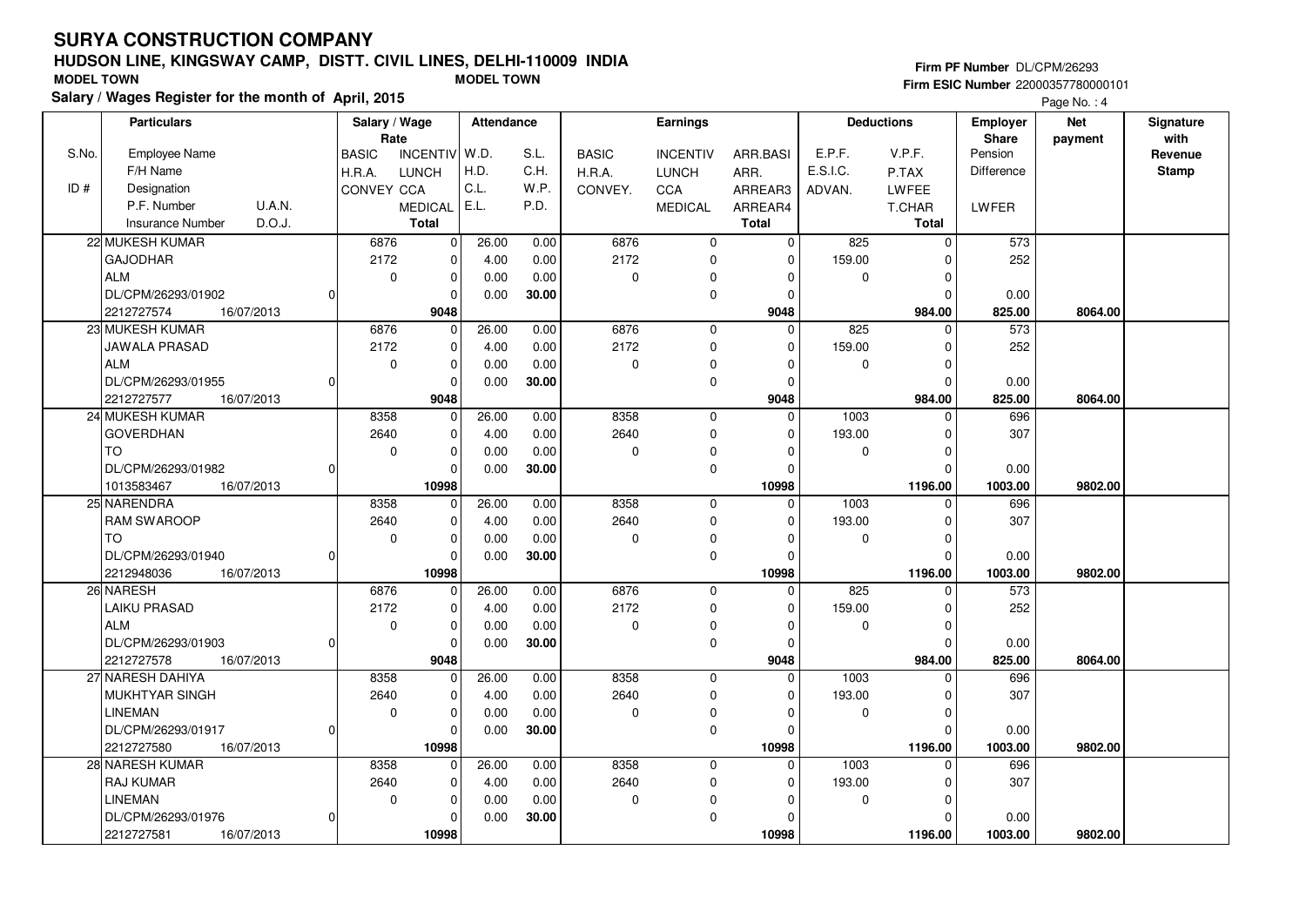# SURYA CONSTRUCTION COMPANY

## HUDSON LINE, KINGSWAY CAMP, DISTT. CIVIL LINES, DELHI-110009 INDIA

MODEL TOWN　　　　MODEL TOWN

**Salary / Wages Register for the month of April, 2015**

Firm PF Number DL/CPM/26293
Firm ESIC Number 22000357780000101

| S.No. / ID # | Employee Name / F/H Name / Designation / P.F. Number / U.A.N. / Insurance Number / D.O.J. | Salary / Wage Rate: BASIC / H.R.A. / CONVEY | INCENTIV / LUNCH / CCA / MEDICAL / Total | Attendance: W.D. / H.D. / C.L. / E.L. | S.L. / C.H. / W.P. / P.D. | Earnings: BASIC / H.R.A. / CONVEY. | INCENTIV / LUNCH / CCA / MEDICAL | ARR.BASI / ARR. / ARREAR3 / ARREAR4 / Total | Deductions: E.P.F. / E.S.I.C. / ADVAN. | V.P.F. / P.TAX / LWFEE / T.CHAR / Total | Employer Share: Pension / Difference / LWFER | Net payment | Signature with Revenue Stamp |
|---|---|---|---|---|---|---|---|---|---|---|---|---|---|
| 22 | MUKESH KUMAR / GAJODHAR / ALM / DL/CPM/26293/01902 / 0 / 2212727574 / 16/07/2013 | 6876 / 2172 / 0 | 0 / 0 / 0 / 0 / **9048** | 26.00 / 4.00 / 0.00 / 0.00 | 0.00 / 0.00 / 0.00 / **30.00** | 6876 / 2172 / 0 | 0 / 0 / 0 / 0 | 0 / 0 / 0 / 0 / **9048** | 825 / 159.00 / 0 | 0 / 0 / 0 / 0 / **984.00** | 573 / 252 / 0.00 / **825.00** | **8064.00** | |
| 23 | MUKESH KUMAR / JAWALA PRASAD / ALM / DL/CPM/26293/01955 / 0 / 2212727577 / 16/07/2013 | 6876 / 2172 / 0 | 0 / 0 / 0 / 0 / **9048** | 26.00 / 4.00 / 0.00 / 0.00 | 0.00 / 0.00 / 0.00 / **30.00** | 6876 / 2172 / 0 | 0 / 0 / 0 / 0 | 0 / 0 / 0 / 0 / **9048** | 825 / 159.00 / 0 | 0 / 0 / 0 / 0 / **984.00** | 573 / 252 / 0.00 / **825.00** | **8064.00** | |
| 24 | MUKESH KUMAR / GOVERDHAN / TO / DL/CPM/26293/01982 / 0 / 1013583467 / 16/07/2013 | 8358 / 2640 / 0 | 0 / 0 / 0 / 0 / **10998** | 26.00 / 4.00 / 0.00 / 0.00 | 0.00 / 0.00 / 0.00 / **30.00** | 8358 / 2640 / 0 | 0 / 0 / 0 / 0 | 0 / 0 / 0 / 0 / **10998** | 1003 / 193.00 / 0 | 0 / 0 / 0 / 0 / **1196.00** | 696 / 307 / 0.00 / **1003.00** | **9802.00** | |
| 25 | NARENDRA / RAM SWAROOP / TO / DL/CPM/26293/01940 / 0 / 2212948036 / 16/07/2013 | 8358 / 2640 / 0 | 0 / 0 / 0 / 0 / **10998** | 26.00 / 4.00 / 0.00 / 0.00 | 0.00 / 0.00 / 0.00 / **30.00** | 8358 / 2640 / 0 | 0 / 0 / 0 / 0 | 0 / 0 / 0 / 0 / **10998** | 1003 / 193.00 / 0 | 0 / 0 / 0 / 0 / **1196.00** | 696 / 307 / 0.00 / **1003.00** | **9802.00** | |
| 26 | NARESH / LAIKU PRASAD / ALM / DL/CPM/26293/01903 / 0 / 2212727578 / 16/07/2013 | 6876 / 2172 / 0 | 0 / 0 / 0 / 0 / **9048** | 26.00 / 4.00 / 0.00 / 0.00 | 0.00 / 0.00 / 0.00 / **30.00** | 6876 / 2172 / 0 | 0 / 0 / 0 / 0 | 0 / 0 / 0 / 0 / **9048** | 825 / 159.00 / 0 | 0 / 0 / 0 / 0 / **984.00** | 573 / 252 / 0.00 / **825.00** | **8064.00** | |
| 27 | NARESH DAHIYA / MUKHTYAR SINGH / LINEMAN / DL/CPM/26293/01917 / 0 / 2212727580 / 16/07/2013 | 8358 / 2640 / 0 | 0 / 0 / 0 / 0 / **10998** | 26.00 / 4.00 / 0.00 / 0.00 | 0.00 / 0.00 / 0.00 / **30.00** | 8358 / 2640 / 0 | 0 / 0 / 0 / 0 | 0 / 0 / 0 / 0 / **10998** | 1003 / 193.00 / 0 | 0 / 0 / 0 / 0 / **1196.00** | 696 / 307 / 0.00 / **1003.00** | **9802.00** | |
| 28 | NARESH KUMAR / RAJ KUMAR / LINEMAN / DL/CPM/26293/01976 / 0 / 2212727581 / 16/07/2013 | 8358 / 2640 / 0 | 0 / 0 / 0 / 0 / **10998** | 26.00 / 4.00 / 0.00 / 0.00 | 0.00 / 0.00 / 0.00 / **30.00** | 8358 / 2640 / 0 | 0 / 0 / 0 / 0 | 0 / 0 / 0 / 0 / **10998** | 1003 / 193.00 / 0 | 0 / 0 / 0 / 0 / **1196.00** | 696 / 307 / 0.00 / **1003.00** | **9802.00** | |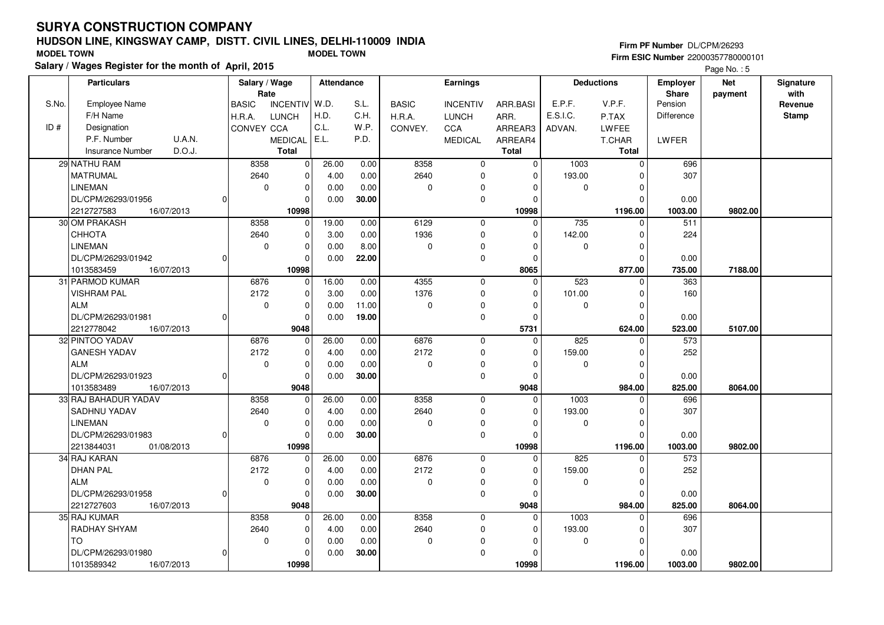# SURYA CONSTRUCTION COMPANY

## HUDSON LINE, KINGSWAY CAMP, DISTT. CIVIL LINES, DELHI-110009 INDIA

MODEL TOWN MODEL TOWN

**Salary / Wages Register for the month of April, 2015**

Firm PF Number DL/CPM/26293
Firm ESIC Number 22000357780000101

| S.No. / ID # | Particulars (Employee Name / F/H Name / Designation / P.F. Number / U.A.N. / Insurance Number / D.O.J.) | Salary / Wage Rate (BASIC / H.R.A. / CONVEY) | (INCENTIV / LUNCH / CCA / MEDICAL / Total) | Attendance (W.D. / H.D. / C.L. / E.L.) | (S.L. / C.H. / W.P. / P.D.) | Earnings (BASIC / H.R.A. / CONVEY.) | (INCENTIV / LUNCH / CCA / MEDICAL) | (ARR.BASI / ARR. / ARREAR3 / ARREAR4 / Total) | Deductions (E.P.F. / E.S.I.C. / ADVAN.) | (V.P.F. / P.TAX / LWFEE / T.CHAR / Total) | Employer Share (Pension / Difference / LWFER) | Net payment | Signature with Revenue Stamp |
|---|---|---|---|---|---|---|---|---|---|---|---|---|---|
| 29 | NATHU RAM<br>MATRUMAL<br>LINEMAN<br>DL/CPM/26293/01956 0<br>2212727583 16/07/2013 | 8358<br>2640<br>0 | 0<br>0<br>0<br>0<br>**10998** | 26.00<br>4.00<br>0.00<br>0.00 | 0.00<br>0.00<br>0.00<br>**30.00** | 8358<br>2640<br>0 | 0<br>0<br>0<br>0 | 0<br>0<br>0<br>0<br>**10998** | 1003<br>193.00<br>0 | 0<br>0<br>0<br>0<br>**1196.00** | 696<br>307<br>0.00<br>**1003.00** | **9802.00** | |
| 30 | OM PRAKASH<br>CHHOTA<br>LINEMAN<br>DL/CPM/26293/01942 0<br>1013583459 16/07/2013 | 8358<br>2640<br>0 | 0<br>0<br>0<br>0<br>**10998** | 19.00<br>3.00<br>0.00<br>0.00 | 0.00<br>0.00<br>8.00<br>**22.00** | 6129<br>1936<br>0 | 0<br>0<br>0<br>0 | 0<br>0<br>0<br>0<br>**8065** | 735<br>142.00<br>0 | 0<br>0<br>0<br>0<br>**877.00** | 511<br>224<br>0.00<br>**735.00** | **7188.00** | |
| 31 | PARMOD KUMAR<br>VISHRAM PAL<br>ALM<br>DL/CPM/26293/01981 0<br>2212778042 16/07/2013 | 6876<br>2172<br>0 | 0<br>0<br>0<br>0<br>**9048** | 16.00<br>3.00<br>0.00<br>0.00 | 0.00<br>0.00<br>11.00<br>**19.00** | 4355<br>1376<br>0 | 0<br>0<br>0<br>0 | 0<br>0<br>0<br>0<br>**5731** | 523<br>101.00<br>0 | 0<br>0<br>0<br>0<br>**624.00** | 363<br>160<br>0.00<br>**523.00** | **5107.00** | |
| 32 | PINTOO YADAV<br>GANESH YADAV<br>ALM<br>DL/CPM/26293/01923 0<br>1013583489 16/07/2013 | 6876<br>2172<br>0 | 0<br>0<br>0<br>0<br>**9048** | 26.00<br>4.00<br>0.00<br>0.00 | 0.00<br>0.00<br>0.00<br>**30.00** | 6876<br>2172<br>0 | 0<br>0<br>0<br>0 | 0<br>0<br>0<br>0<br>**9048** | 825<br>159.00<br>0 | 0<br>0<br>0<br>0<br>**984.00** | 573<br>252<br>0.00<br>**825.00** | **8064.00** | |
| 33 | RAJ BAHADUR YADAV<br>SADHNU YADAV<br>LINEMAN<br>DL/CPM/26293/01983 0<br>2213844031 01/08/2013 | 8358<br>2640<br>0 | 0<br>0<br>0<br>0<br>**10998** | 26.00<br>4.00<br>0.00<br>0.00 | 0.00<br>0.00<br>0.00<br>**30.00** | 8358<br>2640<br>0 | 0<br>0<br>0<br>0 | 0<br>0<br>0<br>0<br>**10998** | 1003<br>193.00<br>0 | 0<br>0<br>0<br>0<br>**1196.00** | 696<br>307<br>0.00<br>**1003.00** | **9802.00** | |
| 34 | RAJ KARAN<br>DHAN PAL<br>ALM<br>DL/CPM/26293/01958 0<br>2212727603 16/07/2013 | 6876<br>2172<br>0 | 0<br>0<br>0<br>0<br>**9048** | 26.00<br>4.00<br>0.00<br>0.00 | 0.00<br>0.00<br>0.00<br>**30.00** | 6876<br>2172<br>0 | 0<br>0<br>0<br>0 | 0<br>0<br>0<br>0<br>**9048** | 825<br>159.00<br>0 | 0<br>0<br>0<br>0<br>**984.00** | 573<br>252<br>0.00<br>**825.00** | **8064.00** | |
| 35 | RAJ KUMAR<br>RADHAY SHYAM<br>TO<br>DL/CPM/26293/01980 0<br>1013589342 16/07/2013 | 8358<br>2640<br>0 | 0<br>0<br>0<br>0<br>**10998** | 26.00<br>4.00<br>0.00<br>0.00 | 0.00<br>0.00<br>0.00<br>**30.00** | 8358<br>2640<br>0 | 0<br>0<br>0<br>0 | 0<br>0<br>0<br>0<br>**10998** | 1003<br>193.00<br>0 | 0<br>0<br>0<br>0<br>**1196.00** | 696<br>307<br>0.00<br>**1003.00** | **9802.00** | |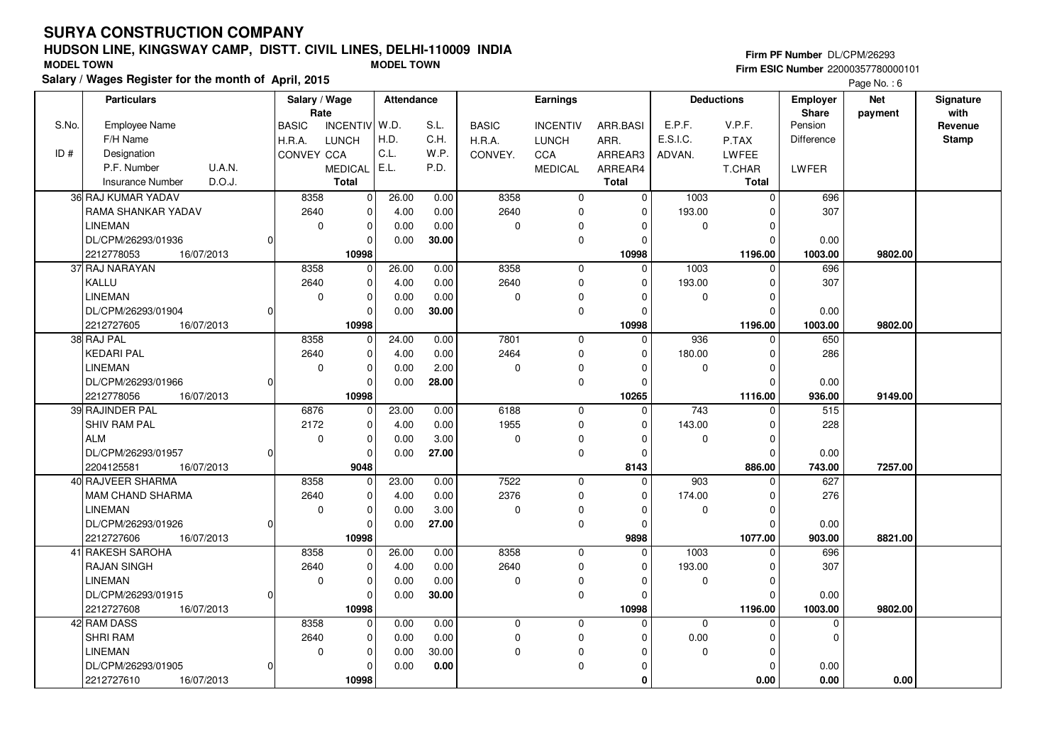# SURYA CONSTRUCTION COMPANY

## HUDSON LINE, KINGSWAY CAMP, DISTT. CIVIL LINES, DELHI-110009 INDIA

**MODEL TOWN** &nbsp;&nbsp;&nbsp; **MODEL TOWN**

**Salary / Wages Register for the month of April, 2015**

**Firm PF Number** DL/CPM/26293
**Firm ESIC Number** 22000357780000101

| S.No. / ID # | Particulars (Employee Name / F/H Name / Designation / P.F. Number / U.A.N. / Insurance Number / D.O.J.) | Salary / Wage Rate (BASIC / H.R.A. / CONVEY) | Salary / Wage Rate (INCENTIV / LUNCH / CCA / MEDICAL / Total) | Attendance (W.D. / H.D. / C.L. / E.L.) | Attendance (S.L. / C.H. / W.P. / P.D.) | Earnings (BASIC / H.R.A. / CONVEY.) | Earnings (INCENTIV / LUNCH / CCA / MEDICAL) | Earnings (ARR.BASI / ARR. / ARREAR3 / ARREAR4 / Total) | Deductions (E.P.F. / E.S.I.C. / ADVAN.) | Deductions (V.P.F. / P.TAX / LWFEE / T.CHAR / Total) | Employer Share (Pension / Difference / LWFER) | Net payment | Signature with Revenue Stamp |
|---|---|---|---|---|---|---|---|---|---|---|---|---|---|
| 36 | RAJ KUMAR YADAV | 8358 | 0 | 26.00 | 0.00 | 8358 | 0 | 0 | 1003 | 0 | 696 | | |
| | RAMA SHANKAR YADAV | 2640 | 0 | 4.00 | 0.00 | 2640 | 0 | 0 | 193.00 | 0 | 307 | | |
| | LINEMAN | 0 | 0 | 0.00 | 0.00 | 0 | 0 | 0 | 0 | 0 | | | |
| | DL/CPM/26293/01936 0 | | 0 | 0.00 | 30.00 | | 0 | 0 | | 0 | 0.00 | | |
| | 2212778053 16/07/2013 | | 10998 | | | | | 10998 | | 1196.00 | 1003.00 | 9802.00 | |
| 37 | RAJ NARAYAN | 8358 | 0 | 26.00 | 0.00 | 8358 | 0 | 0 | 1003 | 0 | 696 | | |
| | KALLU | 2640 | 0 | 4.00 | 0.00 | 2640 | 0 | 0 | 193.00 | 0 | 307 | | |
| | LINEMAN | 0 | 0 | 0.00 | 0.00 | 0 | 0 | 0 | 0 | 0 | | | |
| | DL/CPM/26293/01904 0 | | 0 | 0.00 | 30.00 | | 0 | 0 | | 0 | 0.00 | | |
| | 2212727605 16/07/2013 | | 10998 | | | | | 10998 | | 1196.00 | 1003.00 | 9802.00 | |
| 38 | RAJ PAL | 8358 | 0 | 24.00 | 0.00 | 7801 | 0 | 0 | 936 | 0 | 650 | | |
| | KEDARI PAL | 2640 | 0 | 4.00 | 0.00 | 2464 | 0 | 0 | 180.00 | 0 | 286 | | |
| | LINEMAN | 0 | 0 | 0.00 | 2.00 | 0 | 0 | 0 | 0 | 0 | | | |
| | DL/CPM/26293/01966 0 | | 0 | 0.00 | 28.00 | | 0 | 0 | | 0 | 0.00 | | |
| | 2212778056 16/07/2013 | | 10998 | | | | | 10265 | | 1116.00 | 936.00 | 9149.00 | |
| 39 | RAJINDER PAL | 6876 | 0 | 23.00 | 0.00 | 6188 | 0 | 0 | 743 | 0 | 515 | | |
| | SHIV RAM PAL | 2172 | 0 | 4.00 | 0.00 | 1955 | 0 | 0 | 143.00 | 0 | 228 | | |
| | ALM | 0 | 0 | 0.00 | 3.00 | 0 | 0 | 0 | 0 | 0 | | | |
| | DL/CPM/26293/01957 0 | | 0 | 0.00 | 27.00 | | 0 | 0 | | 0 | 0.00 | | |
| | 2204125581 16/07/2013 | | 9048 | | | | | 8143 | | 886.00 | 743.00 | 7257.00 | |
| 40 | RAJVEER SHARMA | 8358 | 0 | 23.00 | 0.00 | 7522 | 0 | 0 | 903 | 0 | 627 | | |
| | MAM CHAND SHARMA | 2640 | 0 | 4.00 | 0.00 | 2376 | 0 | 0 | 174.00 | 0 | 276 | | |
| | LINEMAN | 0 | 0 | 0.00 | 3.00 | 0 | 0 | 0 | 0 | 0 | | | |
| | DL/CPM/26293/01926 0 | | 0 | 0.00 | 27.00 | | 0 | 0 | | 0 | 0.00 | | |
| | 2212727606 16/07/2013 | | 10998 | | | | | 9898 | | 1077.00 | 903.00 | 8821.00 | |
| 41 | RAKESH SAROHA | 8358 | 0 | 26.00 | 0.00 | 8358 | 0 | 0 | 1003 | 0 | 696 | | |
| | RAJAN SINGH | 2640 | 0 | 4.00 | 0.00 | 2640 | 0 | 0 | 193.00 | 0 | 307 | | |
| | LINEMAN | 0 | 0 | 0.00 | 0.00 | 0 | 0 | 0 | 0 | 0 | | | |
| | DL/CPM/26293/01915 0 | | 0 | 0.00 | 30.00 | | 0 | 0 | | 0 | 0.00 | | |
| | 2212727608 16/07/2013 | | 10998 | | | | | 10998 | | 1196.00 | 1003.00 | 9802.00 | |
| 42 | RAM DASS | 8358 | 0 | 0.00 | 0.00 | 0 | 0 | 0 | 0 | 0 | 0 | | |
| | SHRI RAM | 2640 | 0 | 0.00 | 0.00 | 0 | 0 | 0 | 0.00 | 0 | 0 | | |
| | LINEMAN | 0 | 0 | 0.00 | 30.00 | 0 | 0 | 0 | 0 | 0 | | | |
| | DL/CPM/26293/01905 0 | | 0 | 0.00 | 0.00 | | 0 | 0 | | 0 | 0.00 | | |
| | 2212727610 16/07/2013 | | 10998 | | | | | 0 | | 0.00 | 0.00 | 0.00 | |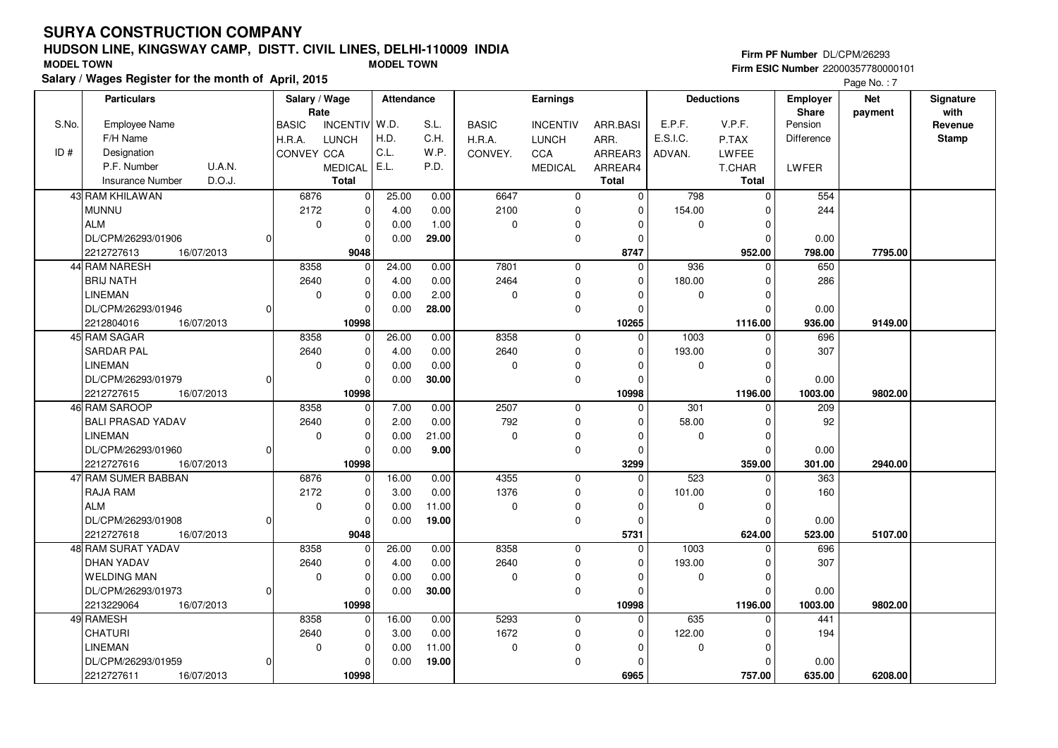# SURYA CONSTRUCTION COMPANY

## HUDSON LINE, KINGSWAY CAMP, DISTT. CIVIL LINES, DELHI-110009 INDIA

MODEL TOWN &nbsp;&nbsp;&nbsp;&nbsp; MODEL TOWN

**Salary / Wages Register for the month of April, 2015**

Firm PF Number DL/CPM/26293
Firm ESIC Number 22000357780000101

| S.No. / ID # | Employee Name / F/H Name / Designation / P.F. Number / U.A.N. / Insurance Number / D.O.J. | BASIC / H.R.A. / CONVEY | INCENTIV / LUNCH / CCA / MEDICAL / Total | W.D. / H.D. / C.L. / E.L. | S.L. / C.H. / W.P. / P.D. | BASIC / H.R.A. / CONVEY. | INCENTIV / LUNCH / CCA / MEDICAL | ARR.BASI / ARR. / ARREAR3 / ARREAR4 / Total | E.P.F. / E.S.I.C. / ADVAN. | V.P.F. / P.TAX / LWFEE / T.CHAR / Total | Employer Share: Pension / Difference / LWFER | Net payment | Signature with Revenue Stamp |
|---|---|---|---|---|---|---|---|---|---|---|---|---|---|
| 43 | RAM KHILAWAN / MUNNU / ALM / DL/CPM/26293/01906 / 0 / 2212727613 / 16/07/2013 | 6876 / 2172 / 0 | 0 / 0 / 0 / 0 / **9048** | 25.00 / 4.00 / 0.00 / 0.00 | 0.00 / 0.00 / 1.00 / **29.00** | 6647 / 2100 / 0 | 0 / 0 / 0 / 0 | 0 / 0 / 0 / 0 / **8747** | 798 / 154.00 / 0 | 0 / 0 / 0 / 0 / **952.00** | 554 / 244 / 0.00 / **798.00** | **7795.00** | |
| 44 | RAM NARESH / BRIJ NATH / LINEMAN / DL/CPM/26293/01946 / 0 / 2212804016 / 16/07/2013 | 8358 / 2640 / 0 | 0 / 0 / 0 / 0 / **10998** | 24.00 / 4.00 / 0.00 / 0.00 | 0.00 / 0.00 / 2.00 / **28.00** | 7801 / 2464 / 0 | 0 / 0 / 0 / 0 | 0 / 0 / 0 / 0 / **10265** | 936 / 180.00 / 0 | 0 / 0 / 0 / 0 / **1116.00** | 650 / 286 / 0.00 / **936.00** | **9149.00** | |
| 45 | RAM SAGAR / SARDAR PAL / LINEMAN / DL/CPM/26293/01979 / 0 / 2212727615 / 16/07/2013 | 8358 / 2640 / 0 | 0 / 0 / 0 / 0 / **10998** | 26.00 / 4.00 / 0.00 / 0.00 | 0.00 / 0.00 / 0.00 / **30.00** | 8358 / 2640 / 0 | 0 / 0 / 0 / 0 | 0 / 0 / 0 / 0 / **10998** | 1003 / 193.00 / 0 | 0 / 0 / 0 / 0 / **1196.00** | 696 / 307 / 0.00 / **1003.00** | **9802.00** | |
| 46 | RAM SAROOP / BALI PRASAD YADAV / LINEMAN / DL/CPM/26293/01960 / 0 / 2212727616 / 16/07/2013 | 8358 / 2640 / 0 | 0 / 0 / 0 / 0 / **10998** | 7.00 / 2.00 / 0.00 / 0.00 | 0.00 / 0.00 / 21.00 / **9.00** | 2507 / 792 / 0 | 0 / 0 / 0 / 0 | 0 / 0 / 0 / 0 / **3299** | 301 / 58.00 / 0 | 0 / 0 / 0 / 0 / **359.00** | 209 / 92 / 0.00 / **301.00** | **2940.00** | |
| 47 | RAM SUMER BABBAN / RAJA RAM / ALM / DL/CPM/26293/01908 / 0 / 2212727618 / 16/07/2013 | 6876 / 2172 / 0 | 0 / 0 / 0 / 0 / **9048** | 16.00 / 3.00 / 0.00 / 0.00 | 0.00 / 0.00 / 11.00 / **19.00** | 4355 / 1376 / 0 | 0 / 0 / 0 / 0 | 0 / 0 / 0 / 0 / **5731** | 523 / 101.00 / 0 | 0 / 0 / 0 / 0 / **624.00** | 363 / 160 / 0.00 / **523.00** | **5107.00** | |
| 48 | RAM SURAT YADAV / DHAN YADAV / WELDING MAN / DL/CPM/26293/01973 / 0 / 2213229064 / 16/07/2013 | 8358 / 2640 / 0 | 0 / 0 / 0 / 0 / **10998** | 26.00 / 4.00 / 0.00 / 0.00 | 0.00 / 0.00 / 0.00 / **30.00** | 8358 / 2640 / 0 | 0 / 0 / 0 / 0 | 0 / 0 / 0 / 0 / **10998** | 1003 / 193.00 / 0 | 0 / 0 / 0 / 0 / **1196.00** | 696 / 307 / 0.00 / **1003.00** | **9802.00** | |
| 49 | RAMESH / CHATURI / LINEMAN / DL/CPM/26293/01959 / 0 / 2212727611 / 16/07/2013 | 8358 / 2640 / 0 | 0 / 0 / 0 / 0 / **10998** | 16.00 / 3.00 / 0.00 / 0.00 | 0.00 / 0.00 / 11.00 / **19.00** | 5293 / 1672 / 0 | 0 / 0 / 0 / 0 | 0 / 0 / 0 / 0 / **6965** | 635 / 122.00 / 0 | 0 / 0 / 0 / 0 / **757.00** | 441 / 194 / 0.00 / **635.00** | **6208.00** | |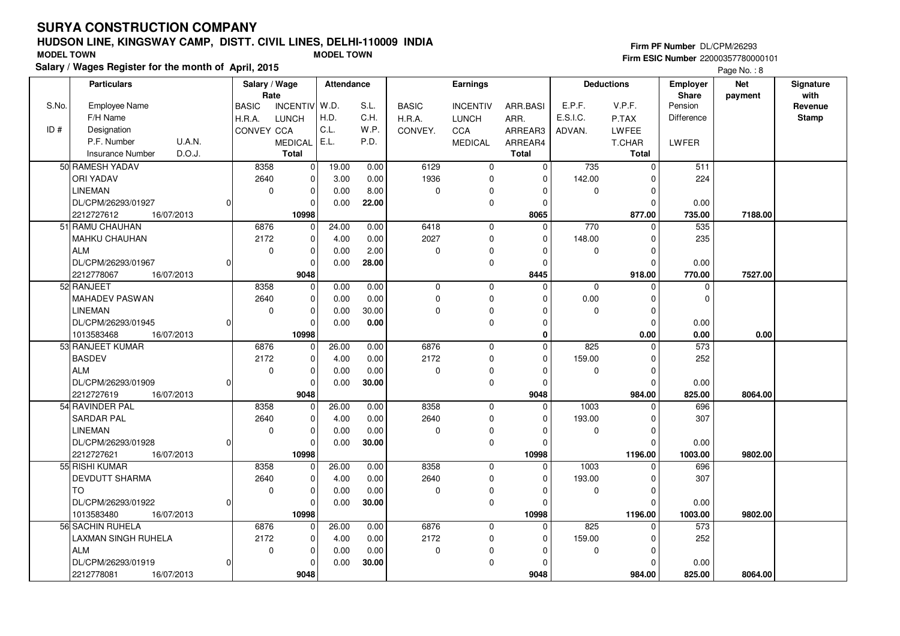# SURYA CONSTRUCTION COMPANY

## HUDSON LINE, KINGSWAY CAMP, DISTT. CIVIL LINES, DELHI-110009 INDIA

**MODEL TOWN** **MODEL TOWN**

**Salary / Wages Register for the month of April, 2015**

**Firm PF Number** DL/CPM/26293
**Firm ESIC Number** 22000357780000101

Page No. : 8

| S.No. / ID # | Particulars: Employee Name / F/H Name / Designation / P.F. Number / U.A.N. / Insurance Number / D.O.J. | Salary / Wage Rate: BASIC / H.R.A. / CONVEY | Salary / Wage Rate: INCENTIV / LUNCH / CCA / MEDICAL / Total | Attendance: W.D. / H.D. / C.L. / E.L. | Attendance: S.L. / C.H. / W.P. / P.D. | Earnings: BASIC / H.R.A. / CONVEY. | Earnings: INCENTIV / LUNCH / CCA / MEDICAL | Earnings: ARR.BASI / ARR. / ARREAR3 / ARREAR4 / Total | Deductions: E.P.F. / E.S.I.C. / ADVAN. | Deductions: V.P.F. / P.TAX / LWFEE / T.CHAR / Total | Employer Share: Pension / Difference / LWFER | Net payment | Signature with Revenue Stamp |
|---|---|---|---|---|---|---|---|---|---|---|---|---|---|
| 50 | RAMESH YADAV<br>ORI YADAV<br>LINEMAN<br>DL/CPM/26293/01927 0<br>2212727612 16/07/2013 | 8358<br>2640<br>0 | 0<br>0<br>0<br>0<br>10998 | 19.00<br>3.00<br>0.00<br>0.00 | 0.00<br>0.00<br>8.00<br>22.00 | 6129<br>1936<br>0 | 0<br>0<br>0<br>0 | 0<br>0<br>0<br>0<br>8065 | 735<br>142.00<br>0 | 0<br>0<br>0<br>0<br>877.00 | 511<br>224<br>0.00<br>735.00 | 7188.00 | |
| 51 | RAMU CHAUHAN<br>MAHKU CHAUHAN<br>ALM<br>DL/CPM/26293/01967 0<br>2212778067 16/07/2013 | 6876<br>2172<br>0 | 0<br>0<br>0<br>0<br>9048 | 24.00<br>4.00<br>0.00<br>0.00 | 0.00<br>0.00<br>2.00<br>28.00 | 6418<br>2027<br>0 | 0<br>0<br>0<br>0 | 0<br>0<br>0<br>0<br>8445 | 770<br>148.00<br>0 | 0<br>0<br>0<br>0<br>918.00 | 535<br>235<br>0.00<br>770.00 | 7527.00 | |
| 52 | RANJEET<br>MAHADEV PASWAN<br>LINEMAN<br>DL/CPM/26293/01945 0<br>1013583468 16/07/2013 | 8358<br>2640<br>0 | 0<br>0<br>0<br>0<br>10998 | 0.00<br>0.00<br>0.00<br>0.00 | 0.00<br>0.00<br>30.00<br>0.00 | 0<br>0<br>0 | 0<br>0<br>0<br>0 | 0<br>0<br>0<br>0<br>0 | 0<br>0.00<br>0 | 0<br>0<br>0<br>0<br>0.00 | 0<br>0<br>0.00<br>0.00 | 0.00 | |
| 53 | RANJEET KUMAR<br>BASDEV<br>ALM<br>DL/CPM/26293/01909 0<br>2212727619 16/07/2013 | 6876<br>2172<br>0 | 0<br>0<br>0<br>0<br>9048 | 26.00<br>4.00<br>0.00<br>0.00 | 0.00<br>0.00<br>0.00<br>30.00 | 6876<br>2172<br>0 | 0<br>0<br>0<br>0 | 0<br>0<br>0<br>0<br>9048 | 825<br>159.00<br>0 | 0<br>0<br>0<br>0<br>984.00 | 573<br>252<br>0.00<br>825.00 | 8064.00 | |
| 54 | RAVINDER PAL<br>SARDAR PAL<br>LINEMAN<br>DL/CPM/26293/01928 0<br>2212727621 16/07/2013 | 8358<br>2640<br>0 | 0<br>0<br>0<br>0<br>10998 | 26.00<br>4.00<br>0.00<br>0.00 | 0.00<br>0.00<br>0.00<br>30.00 | 8358<br>2640<br>0 | 0<br>0<br>0<br>0 | 0<br>0<br>0<br>0<br>10998 | 1003<br>193.00<br>0 | 0<br>0<br>0<br>0<br>1196.00 | 696<br>307<br>0.00<br>1003.00 | 9802.00 | |
| 55 | RISHI KUMAR<br>DEVDUTT SHARMA<br>TO<br>DL/CPM/26293/01922 0<br>1013583480 16/07/2013 | 8358<br>2640<br>0 | 0<br>0<br>0<br>0<br>10998 | 26.00<br>4.00<br>0.00<br>0.00 | 0.00<br>0.00<br>0.00<br>30.00 | 8358<br>2640<br>0 | 0<br>0<br>0<br>0 | 0<br>0<br>0<br>0<br>10998 | 1003<br>193.00<br>0 | 0<br>0<br>0<br>0<br>1196.00 | 696<br>307<br>0.00<br>1003.00 | 9802.00 | |
| 56 | SACHIN RUHELA<br>LAXMAN SINGH RUHELA<br>ALM<br>DL/CPM/26293/01919 0<br>2212778081 16/07/2013 | 6876<br>2172<br>0 | 0<br>0<br>0<br>0<br>9048 | 26.00<br>4.00<br>0.00<br>0.00 | 0.00<br>0.00<br>0.00<br>30.00 | 6876<br>2172<br>0 | 0<br>0<br>0<br>0 | 0<br>0<br>0<br>0<br>9048 | 825<br>159.00<br>0 | 0<br>0<br>0<br>0<br>984.00 | 573<br>252<br>0.00<br>825.00 | 8064.00 | |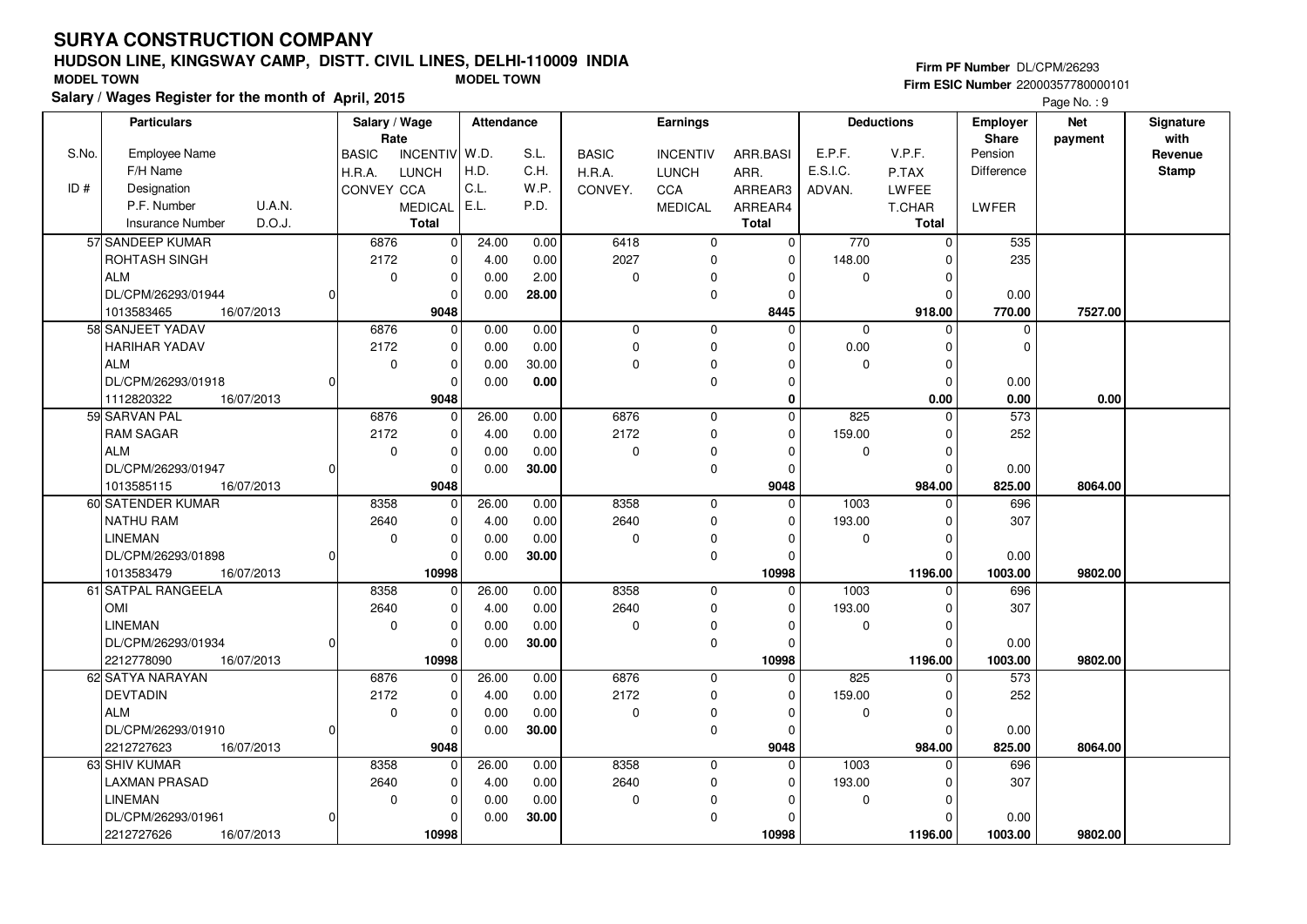# SURYA CONSTRUCTION COMPANY

## HUDSON LINE, KINGSWAY CAMP, DISTT. CIVIL LINES, DELHI-110009 INDIA

**MODEL TOWN** **MODEL TOWN**

**Salary / Wages Register for the month of April, 2015**

**Firm PF Number** DL/CPM/26293
**Firm ESIC Number** 22000357780000101

| S.No. / ID # | Particulars: Employee Name / F/H Name / Designation / P.F. Number, U.A.N. / Insurance Number, D.O.J. | Salary / Wage Rate: BASIC / H.R.A. / CONVEY | INCENTIV / LUNCH / CCA / MEDICAL / Total | Attendance: W.D. / H.D. / C.L. / E.L. | S.L. / C.H. / W.P. / P.D. | Earnings: BASIC / H.R.A. / CONVEY. | INCENTIV / LUNCH / CCA / MEDICAL | ARR.BASI / ARR. / ARREAR3 / ARREAR4 / Total | Deductions: E.P.F. / E.S.I.C. / ADVAN. | V.P.F. / P.TAX / LWFEE / T.CHAR / Total | Employer Share: Pension / Difference / LWFER | Net payment | Signature with Revenue Stamp |
|---|---|---|---|---|---|---|---|---|---|---|---|---|---|
| 57 | SANDEEP KUMAR<br>ROHTASH SINGH<br>ALM<br>DL/CPM/26293/01944 0<br>1013583465 16/07/2013 | 6876<br>2172<br>0 | 0<br>0<br>0<br>0<br>9048 | 24.00<br>4.00<br>0.00<br>0.00 | 0.00<br>0.00<br>2.00<br>28.00 | 6418<br>2027<br>0 | 0<br>0<br>0<br>0 | 0<br>0<br>0<br>0<br>8445 | 770<br>148.00<br>0 | 0<br>0<br>0<br>0<br>918.00 | 535<br>235<br>0.00<br>770.00 | 7527.00 | |
| 58 | SANJEET YADAV<br>HARIHAR YADAV<br>ALM<br>DL/CPM/26293/01918 0<br>1112820322 16/07/2013 | 6876<br>2172<br>0 | 0<br>0<br>0<br>0<br>9048 | 0.00<br>0.00<br>0.00<br>0.00 | 0.00<br>0.00<br>30.00<br>0.00 | 0<br>0<br>0 | 0<br>0<br>0<br>0 | 0<br>0<br>0<br>0<br>0 | 0<br>0.00<br>0 | 0<br>0<br>0<br>0<br>0.00 | 0<br>0<br>0.00<br>0.00 | 0.00 | |
| 59 | SARVAN PAL<br>RAM SAGAR<br>ALM<br>DL/CPM/26293/01947 0<br>1013585115 16/07/2013 | 6876<br>2172<br>0 | 0<br>0<br>0<br>0<br>9048 | 26.00<br>4.00<br>0.00<br>0.00 | 0.00<br>0.00<br>0.00<br>30.00 | 6876<br>2172<br>0 | 0<br>0<br>0<br>0 | 0<br>0<br>0<br>0<br>9048 | 825<br>159.00<br>0 | 0<br>0<br>0<br>0<br>984.00 | 573<br>252<br>0.00<br>825.00 | 8064.00 | |
| 60 | SATENDER KUMAR<br>NATHU RAM<br>LINEMAN<br>DL/CPM/26293/01898 0<br>1013583479 16/07/2013 | 8358<br>2640<br>0 | 0<br>0<br>0<br>0<br>10998 | 26.00<br>4.00<br>0.00<br>0.00 | 0.00<br>0.00<br>0.00<br>30.00 | 8358<br>2640<br>0 | 0<br>0<br>0<br>0 | 0<br>0<br>0<br>0<br>10998 | 1003<br>193.00<br>0 | 0<br>0<br>0<br>0<br>1196.00 | 696<br>307<br>0.00<br>1003.00 | 9802.00 | |
| 61 | SATPAL RANGEELA<br>OMI<br>LINEMAN<br>DL/CPM/26293/01934 0<br>2212778090 16/07/2013 | 8358<br>2640<br>0 | 0<br>0<br>0<br>0<br>10998 | 26.00<br>4.00<br>0.00<br>0.00 | 0.00<br>0.00<br>0.00<br>30.00 | 8358<br>2640<br>0 | 0<br>0<br>0<br>0 | 0<br>0<br>0<br>0<br>10998 | 1003<br>193.00<br>0 | 0<br>0<br>0<br>0<br>1196.00 | 696<br>307<br>0.00<br>1003.00 | 9802.00 | |
| 62 | SATYA NARAYAN<br>DEVTADIN<br>ALM<br>DL/CPM/26293/01910 0<br>2212727623 16/07/2013 | 6876<br>2172<br>0 | 0<br>0<br>0<br>0<br>9048 | 26.00<br>4.00<br>0.00<br>0.00 | 0.00<br>0.00<br>0.00<br>30.00 | 6876<br>2172<br>0 | 0<br>0<br>0<br>0 | 0<br>0<br>0<br>0<br>9048 | 825<br>159.00<br>0 | 0<br>0<br>0<br>0<br>984.00 | 573<br>252<br>0.00<br>825.00 | 8064.00 | |
| 63 | SHIV KUMAR<br>LAXMAN PRASAD<br>LINEMAN<br>DL/CPM/26293/01961 0<br>2212727626 16/07/2013 | 8358<br>2640<br>0 | 0<br>0<br>0<br>0<br>10998 | 26.00<br>4.00<br>0.00<br>0.00 | 0.00<br>0.00<br>0.00<br>30.00 | 8358<br>2640<br>0 | 0<br>0<br>0<br>0 | 0<br>0<br>0<br>0<br>10998 | 1003<br>193.00<br>0 | 0<br>0<br>0<br>0<br>1196.00 | 696<br>307<br>0.00<br>1003.00 | 9802.00 | |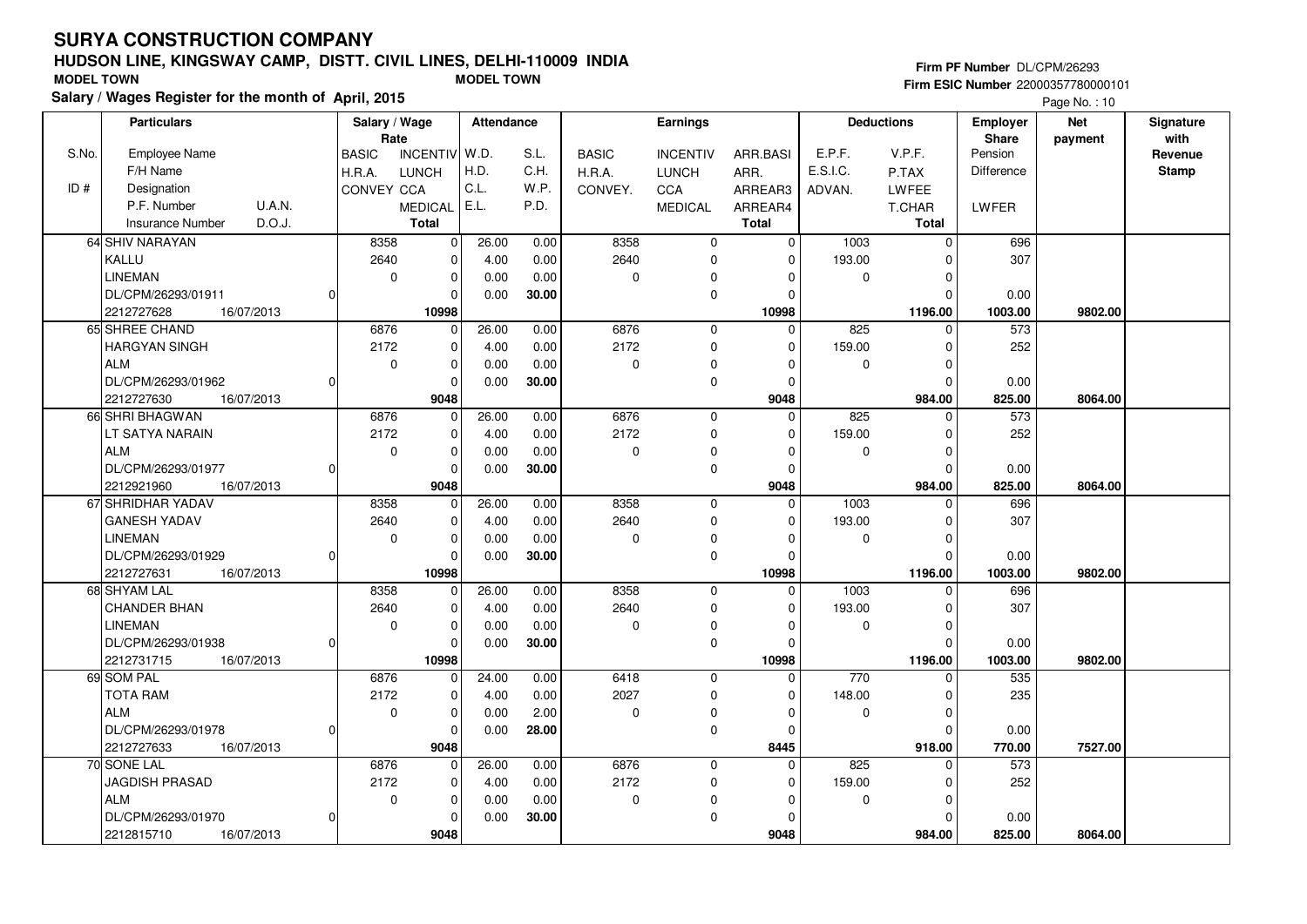# SURYA CONSTRUCTION COMPANY

## HUDSON LINE, KINGSWAY CAMP, DISTT. CIVIL LINES, DELHI-110009 INDIA

**MODEL TOWN** &nbsp;&nbsp;&nbsp;&nbsp; **MODEL TOWN**

**Salary / Wages Register for the month of April, 2015**

**Firm PF Number** DL/CPM/26293
**Firm ESIC Number** 22000357780000101

Page No. : 10

| S.No. / ID # | Particulars: Employee Name / F/H Name / Designation / P.F. Number / U.A.N. / Insurance Number / D.O.J. | Salary / Wage Rate: BASIC / H.R.A. / CONVEY | INCENTIV / LUNCH / CCA / MEDICAL / Total | Attendance: W.D. / H.D. / C.L. / E.L. | S.L. / C.H. / W.P. / P.D. | Earnings: BASIC / H.R.A. / CONVEY. | INCENTIV / LUNCH / CCA / MEDICAL | ARR.BASI / ARR. / ARREAR3 / ARREAR4 / Total | Deductions: E.P.F. / E.S.I.C. / ADVAN. | V.P.F. / P.TAX / LWFEE / T.CHAR / Total | Employer Share: Pension / Difference / LWFER | Net payment | Signature with Revenue Stamp |
|---|---|---|---|---|---|---|---|---|---|---|---|---|---|
| 64 | SHIV NARAYAN / KALLU / LINEMAN / DL/CPM/26293/01911 / 0 / 2212727628 / 16/07/2013 | 8358 / 2640 / 0 | 0 / 0 / 0 / 0 / 10998 | 26.00 / 4.00 / 0.00 / 0.00 | 0.00 / 0.00 / 0.00 / 30.00 | 8358 / 2640 / 0 | 0 / 0 / 0 / 0 | 0 / 0 / 0 / 0 / 10998 | 1003 / 193.00 / 0 | 0 / 0 / 0 / 0 / 1196.00 | 696 / 307 / 0.00 / 1003.00 | 9802.00 | |
| 65 | SHREE CHAND / HARGYAN SINGH / ALM / DL/CPM/26293/01962 / 0 / 2212727630 / 16/07/2013 | 6876 / 2172 / 0 | 0 / 0 / 0 / 0 / 9048 | 26.00 / 4.00 / 0.00 / 0.00 | 0.00 / 0.00 / 0.00 / 30.00 | 6876 / 2172 / 0 | 0 / 0 / 0 / 0 | 0 / 0 / 0 / 0 / 9048 | 825 / 159.00 / 0 | 0 / 0 / 0 / 0 / 984.00 | 573 / 252 / 0.00 / 825.00 | 8064.00 | |
| 66 | SHRI BHAGWAN / LT SATYA NARAIN / ALM / DL/CPM/26293/01977 / 0 / 2212921960 / 16/07/2013 | 6876 / 2172 / 0 | 0 / 0 / 0 / 0 / 9048 | 26.00 / 4.00 / 0.00 / 0.00 | 0.00 / 0.00 / 0.00 / 30.00 | 6876 / 2172 / 0 | 0 / 0 / 0 / 0 | 0 / 0 / 0 / 0 / 9048 | 825 / 159.00 / 0 | 0 / 0 / 0 / 0 / 984.00 | 573 / 252 / 0.00 / 825.00 | 8064.00 | |
| 67 | SHRIDHAR YADAV / GANESH YADAV / LINEMAN / DL/CPM/26293/01929 / 0 / 2212727631 / 16/07/2013 | 8358 / 2640 / 0 | 0 / 0 / 0 / 0 / 10998 | 26.00 / 4.00 / 0.00 / 0.00 | 0.00 / 0.00 / 0.00 / 30.00 | 8358 / 2640 / 0 | 0 / 0 / 0 / 0 | 0 / 0 / 0 / 0 / 10998 | 1003 / 193.00 / 0 | 0 / 0 / 0 / 0 / 1196.00 | 696 / 307 / 0.00 / 1003.00 | 9802.00 | |
| 68 | SHYAM LAL / CHANDER BHAN / LINEMAN / DL/CPM/26293/01938 / 0 / 2212731715 / 16/07/2013 | 8358 / 2640 / 0 | 0 / 0 / 0 / 0 / 10998 | 26.00 / 4.00 / 0.00 / 0.00 | 0.00 / 0.00 / 0.00 / 30.00 | 8358 / 2640 / 0 | 0 / 0 / 0 / 0 | 0 / 0 / 0 / 0 / 10998 | 1003 / 193.00 / 0 | 0 / 0 / 0 / 0 / 1196.00 | 696 / 307 / 0.00 / 1003.00 | 9802.00 | |
| 69 | SOM PAL / TOTA RAM / ALM / DL/CPM/26293/01978 / 0 / 2212727633 / 16/07/2013 | 6876 / 2172 / 0 | 0 / 0 / 0 / 0 / 9048 | 24.00 / 4.00 / 0.00 / 0.00 | 0.00 / 0.00 / 2.00 / 28.00 | 6418 / 2027 / 0 | 0 / 0 / 0 / 0 | 0 / 0 / 0 / 0 / 8445 | 770 / 148.00 / 0 | 0 / 0 / 0 / 0 / 918.00 | 535 / 235 / 0.00 / 770.00 | 7527.00 | |
| 70 | SONE LAL / JAGDISH PRASAD / ALM / DL/CPM/26293/01970 / 0 / 2212815710 / 16/07/2013 | 6876 / 2172 / 0 | 0 / 0 / 0 / 0 / 9048 | 26.00 / 4.00 / 0.00 / 0.00 | 0.00 / 0.00 / 0.00 / 30.00 | 6876 / 2172 / 0 | 0 / 0 / 0 / 0 | 0 / 0 / 0 / 0 / 9048 | 825 / 159.00 / 0 | 0 / 0 / 0 / 0 / 984.00 | 573 / 252 / 0.00 / 825.00 | 8064.00 | |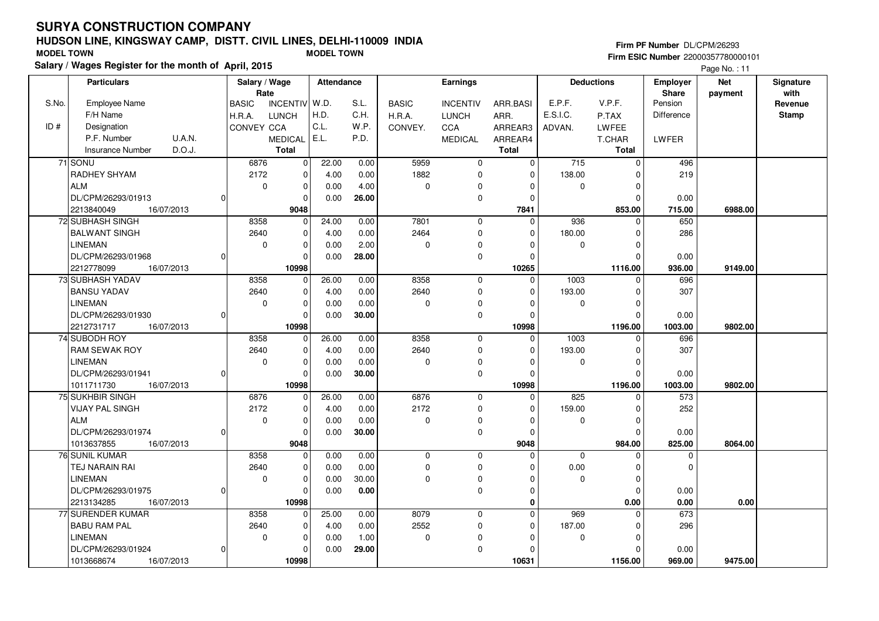# SURYA CONSTRUCTION COMPANY

## HUDSON LINE, KINGSWAY CAMP, DISTT. CIVIL LINES, DELHI-110009 INDIA

**MODEL TOWN** — **MODEL TOWN**

**Salary / Wages Register for the month of April, 2015**

Firm PF Number DL/CPM/26293
Firm ESIC Number 22000357780000101

| S.No. / ID # | Particulars (Employee Name / F/H Name / Designation / P.F. Number, U.A.N. / Insurance Number, D.O.J.) | Salary / Wage Rate (BASIC, INCENTIV / H.R.A., LUNCH / CONVEY, CCA / MEDICAL / Total) | | Attendance (W.D., S.L. / H.D., C.H. / C.L., W.P. / E.L., P.D.) | | Earnings (BASIC / H.R.A. / CONVEY.) | Earnings (INCENTIV / LUNCH / CCA / MEDICAL) | Earnings (ARR.BASI / ARR. / ARREAR3 / ARREAR4 / Total) | Deductions (E.P.F. / E.S.I.C. / ADVAN.) | Deductions (V.P.F. / P.TAX / LWFEE / T.CHAR / Total) | Employer Share (Pension / Difference / LWFER) | Net payment | Signature with Revenue Stamp |
|---|---|---|---|---|---|---|---|---|---|---|---|---|---|
| 71 | SONU | 6876 | 0 | 22.00 | 0.00 | 5959 | 0 | 0 | 715 | 0 | 496 | | |
| | RADHEY SHYAM | 2172 | 0 | 4.00 | 0.00 | 1882 | 0 | 0 | 138.00 | 0 | 219 | | |
| | ALM | 0 | 0 | 0.00 | 4.00 | 0 | 0 | 0 | 0 | 0 | | | |
| | DL/CPM/26293/01913 0 | | 0 | 0.00 | 26.00 | | 0 | 0 | | 0 | 0.00 | | |
| | 2213840049 16/07/2013 | | 9048 | | | | | 7841 | | 853.00 | 715.00 | 6988.00 | |
| 72 | SUBHASH SINGH | 8358 | 0 | 24.00 | 0.00 | 7801 | 0 | 0 | 936 | 0 | 650 | | |
| | BALWANT SINGH | 2640 | 0 | 4.00 | 0.00 | 2464 | 0 | 0 | 180.00 | 0 | 286 | | |
| | LINEMAN | 0 | 0 | 0.00 | 2.00 | 0 | 0 | 0 | 0 | 0 | | | |
| | DL/CPM/26293/01968 0 | | 0 | 0.00 | 28.00 | | 0 | 0 | | 0 | 0.00 | | |
| | 2212778099 16/07/2013 | | 10998 | | | | | 10265 | | 1116.00 | 936.00 | 9149.00 | |
| 73 | SUBHASH YADAV | 8358 | 0 | 26.00 | 0.00 | 8358 | 0 | 0 | 1003 | 0 | 696 | | |
| | BANSU YADAV | 2640 | 0 | 4.00 | 0.00 | 2640 | 0 | 0 | 193.00 | 0 | 307 | | |
| | LINEMAN | 0 | 0 | 0.00 | 0.00 | 0 | 0 | 0 | 0 | 0 | | | |
| | DL/CPM/26293/01930 0 | | 0 | 0.00 | 30.00 | | 0 | 0 | | 0 | 0.00 | | |
| | 2212731717 16/07/2013 | | 10998 | | | | | 10998 | | 1196.00 | 1003.00 | 9802.00 | |
| 74 | SUBODH ROY | 8358 | 0 | 26.00 | 0.00 | 8358 | 0 | 0 | 1003 | 0 | 696 | | |
| | RAM SEWAK ROY | 2640 | 0 | 4.00 | 0.00 | 2640 | 0 | 0 | 193.00 | 0 | 307 | | |
| | LINEMAN | 0 | 0 | 0.00 | 0.00 | 0 | 0 | 0 | 0 | 0 | | | |
| | DL/CPM/26293/01941 0 | | 0 | 0.00 | 30.00 | | 0 | 0 | | 0 | 0.00 | | |
| | 1011711730 16/07/2013 | | 10998 | | | | | 10998 | | 1196.00 | 1003.00 | 9802.00 | |
| 75 | SUKHBIR SINGH | 6876 | 0 | 26.00 | 0.00 | 6876 | 0 | 0 | 825 | 0 | 573 | | |
| | VIJAY PAL SINGH | 2172 | 0 | 4.00 | 0.00 | 2172 | 0 | 0 | 159.00 | 0 | 252 | | |
| | ALM | 0 | 0 | 0.00 | 0.00 | 0 | 0 | 0 | 0 | 0 | | | |
| | DL/CPM/26293/01974 0 | | 0 | 0.00 | 30.00 | | 0 | 0 | | 0 | 0.00 | | |
| | 1013637855 16/07/2013 | | 9048 | | | | | 9048 | | 984.00 | 825.00 | 8064.00 | |
| 76 | SUNIL KUMAR | 8358 | 0 | 0.00 | 0.00 | 0 | 0 | 0 | 0 | 0 | 0 | | |
| | TEJ NARAIN RAI | 2640 | 0 | 0.00 | 0.00 | 0 | 0 | 0 | 0.00 | 0 | 0 | | |
| | LINEMAN | 0 | 0 | 0.00 | 30.00 | 0 | 0 | 0 | 0 | 0 | | | |
| | DL/CPM/26293/01975 0 | | 0 | 0.00 | 0.00 | | 0 | 0 | | 0 | 0.00 | | |
| | 2213134285 16/07/2013 | | 10998 | | | | | 0 | | 0.00 | 0.00 | 0.00 | |
| 77 | SURENDER KUMAR | 8358 | 0 | 25.00 | 0.00 | 8079 | 0 | 0 | 969 | 0 | 673 | | |
| | BABU RAM PAL | 2640 | 0 | 4.00 | 0.00 | 2552 | 0 | 0 | 187.00 | 0 | 296 | | |
| | LINEMAN | 0 | 0 | 0.00 | 1.00 | 0 | 0 | 0 | 0 | 0 | | | |
| | DL/CPM/26293/01924 0 | | 0 | 0.00 | 29.00 | | 0 | 0 | | 0 | 0.00 | | |
| | 1013668674 16/07/2013 | | 10998 | | | | | 10631 | | 1156.00 | 969.00 | 9475.00 | |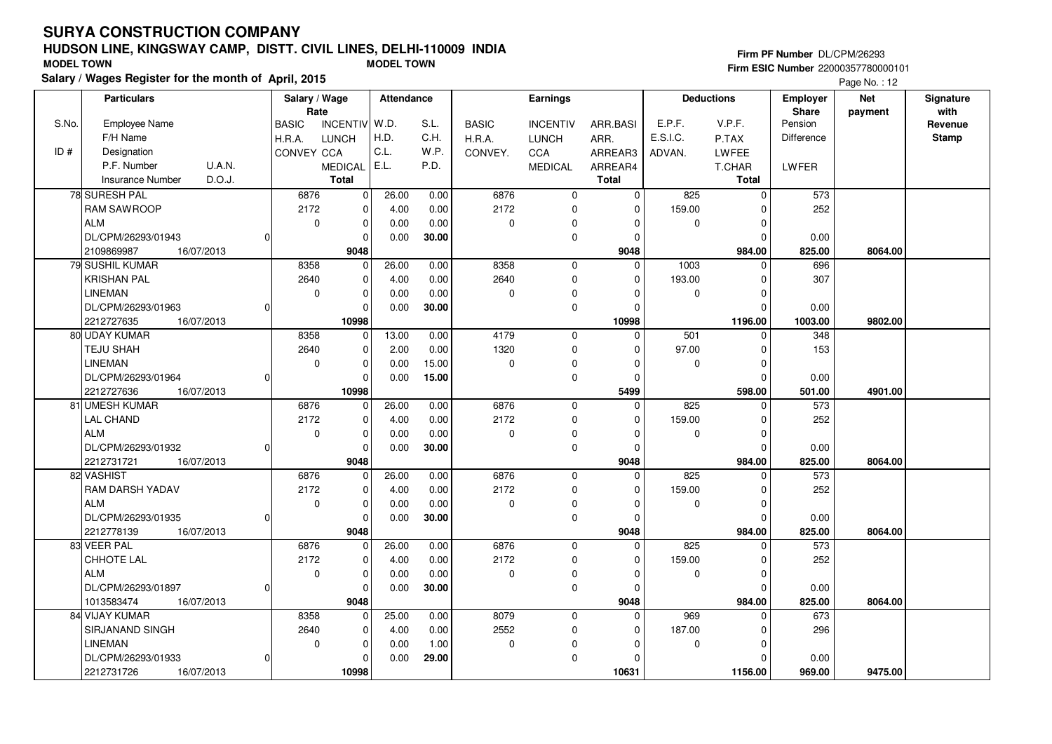# SURYA CONSTRUCTION COMPANY

## HUDSON LINE, KINGSWAY CAMP, DISTT. CIVIL LINES, DELHI-110009 INDIA

**MODEL TOWN** &nbsp;&nbsp;&nbsp; **MODEL TOWN**

**Salary / Wages Register for the month of April, 2015**

**Firm PF Number** DL/CPM/26293
**Firm ESIC Number** 22000357780000101

| S.No. / ID # | Particulars: Employee Name / F/H Name / Designation / P.F. Number / U.A.N. / Insurance Number / D.O.J. | Salary / Wage Rate: BASIC / H.R.A. / CONVEY | INCENTIV / LUNCH / CCA / MEDICAL / Total | Attendance: W.D. / H.D. / C.L. / E.L. | S.L. / C.H. / W.P. / P.D. | Earnings: BASIC / H.R.A. / CONVEY. | INCENTIV / LUNCH / CCA / MEDICAL | ARR.BASI / ARR. / ARREAR3 / ARREAR4 / Total | Deductions: E.P.F. / E.S.I.C. / ADVAN. | V.P.F. / P.TAX / LWFEE / T.CHAR / Total | Employer Share: Pension / Difference / LWFER | Net payment | Signature with Revenue Stamp |
|---|---|---|---|---|---|---|---|---|---|---|---|---|---|
| 78 | SURESH PAL / RAM SAWROOP / ALM / DL/CPM/26293/01943 / 0 / 2109869987 / 16/07/2013 | 6876 / 2172 / 0 | 0 / 0 / 0 / 0 / **9048** | 26.00 / 4.00 / 0.00 / 0.00 | 0.00 / 0.00 / 0.00 / **30.00** | 6876 / 2172 / 0 | 0 / 0 / 0 / 0 | 0 / 0 / 0 / 0 / **9048** | 825 / 159.00 / 0 | 0 / 0 / 0 / 0 / **984.00** | 573 / 252 / 0.00 / **825.00** | **8064.00** | |
| 79 | SUSHIL KUMAR / KRISHAN PAL / LINEMAN / DL/CPM/26293/01963 / 0 / 2212727635 / 16/07/2013 | 8358 / 2640 / 0 | 0 / 0 / 0 / 0 / **10998** | 26.00 / 4.00 / 0.00 / 0.00 | 0.00 / 0.00 / 0.00 / **30.00** | 8358 / 2640 / 0 | 0 / 0 / 0 / 0 | 0 / 0 / 0 / 0 / **10998** | 1003 / 193.00 / 0 | 0 / 0 / 0 / 0 / **1196.00** | 696 / 307 / 0.00 / **1003.00** | **9802.00** | |
| 80 | UDAY KUMAR / TEJU SHAH / LINEMAN / DL/CPM/26293/01964 / 0 / 2212727636 / 16/07/2013 | 8358 / 2640 / 0 | 0 / 0 / 0 / 0 / **10998** | 13.00 / 2.00 / 0.00 / 0.00 | 0.00 / 0.00 / 15.00 / **15.00** | 4179 / 1320 / 0 | 0 / 0 / 0 / 0 | 0 / 0 / 0 / 0 / **5499** | 501 / 97.00 / 0 | 0 / 0 / 0 / 0 / **598.00** | 348 / 153 / 0.00 / **501.00** | **4901.00** | |
| 81 | UMESH KUMAR / LAL CHAND / ALM / DL/CPM/26293/01932 / 0 / 2212731721 / 16/07/2013 | 6876 / 2172 / 0 | 0 / 0 / 0 / 0 / **9048** | 26.00 / 4.00 / 0.00 / 0.00 | 0.00 / 0.00 / 0.00 / **30.00** | 6876 / 2172 / 0 | 0 / 0 / 0 / 0 | 0 / 0 / 0 / 0 / **9048** | 825 / 159.00 / 0 | 0 / 0 / 0 / 0 / **984.00** | 573 / 252 / 0.00 / **825.00** | **8064.00** | |
| 82 | VASHIST / RAM DARSH YADAV / ALM / DL/CPM/26293/01935 / 0 / 2212778139 / 16/07/2013 | 6876 / 2172 / 0 | 0 / 0 / 0 / 0 / **9048** | 26.00 / 4.00 / 0.00 / 0.00 | 0.00 / 0.00 / 0.00 / **30.00** | 6876 / 2172 / 0 | 0 / 0 / 0 / 0 | 0 / 0 / 0 / 0 / **9048** | 825 / 159.00 / 0 | 0 / 0 / 0 / 0 / **984.00** | 573 / 252 / 0.00 / **825.00** | **8064.00** | |
| 83 | VEER PAL / CHHOTE LAL / ALM / DL/CPM/26293/01897 / 0 / 1013583474 / 16/07/2013 | 6876 / 2172 / 0 | 0 / 0 / 0 / 0 / **9048** | 26.00 / 4.00 / 0.00 / 0.00 | 0.00 / 0.00 / 0.00 / **30.00** | 6876 / 2172 / 0 | 0 / 0 / 0 / 0 | 0 / 0 / 0 / 0 / **9048** | 825 / 159.00 / 0 | 0 / 0 / 0 / 0 / **984.00** | 573 / 252 / 0.00 / **825.00** | **8064.00** | |
| 84 | VIJAY KUMAR / SIRJANAND SINGH / LINEMAN / DL/CPM/26293/01933 / 0 / 2212731726 / 16/07/2013 | 8358 / 2640 / 0 | 0 / 0 / 0 / 0 / **10998** | 25.00 / 4.00 / 0.00 / 0.00 | 0.00 / 0.00 / 1.00 / **29.00** | 8079 / 2552 / 0 | 0 / 0 / 0 / 0 | 0 / 0 / 0 / 0 / **10631** | 969 / 187.00 / 0 | 0 / 0 / 0 / 0 / **1156.00** | 673 / 296 / 0.00 / **969.00** | **9475.00** | |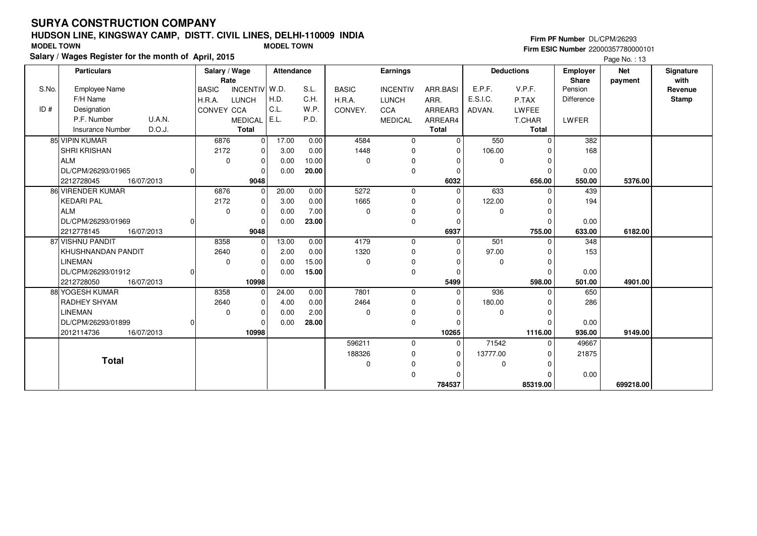# SURYA CONSTRUCTION COMPANY

## HUDSON LINE, KINGSWAY CAMP, DISTT. CIVIL LINES, DELHI-110009 INDIA

**MODEL TOWN** **MODEL TOWN**

**Salary / Wages Register for the month of April, 2015**

**Firm PF Number** DL/CPM/26293
**Firm ESIC Number** 22000357780000101

| S.No. / ID # | Particulars: Employee Name / F/H Name / Designation / P.F. Number / U.A.N. / Insurance Number / D.O.J. | Salary / Wage Rate: BASIC / H.R.A. / CONVEY | INCENTIV / LUNCH / CCA / MEDICAL / Total | Attendance: W.D. / H.D. / C.L. / E.L. | S.L. / C.H. / W.P. / P.D. | Earnings: BASIC / H.R.A. / CONVEY. | INCENTIV / LUNCH / CCA / MEDICAL | ARR.BASI / ARR. / ARREAR3 / ARREAR4 / Total | Deductions: E.P.F. / E.S.I.C. / ADVAN. | V.P.F. / P.TAX / LWFEE / T.CHAR / Total | Employer Share: Pension / Difference / LWFER | Net payment | Signature with Revenue Stamp |
|---|---|---|---|---|---|---|---|---|---|---|---|---|---|
| 85 | VIPIN KUMAR / SHRI KRISHAN / ALM / DL/CPM/26293/01965 / 0 / 2212728045 / 16/07/2013 | 6876 / 2172 / 0 | 0 / 0 / 0 / 0 / 9048 | 17.00 / 3.00 / 0.00 / 0.00 | 0.00 / 0.00 / 10.00 / 20.00 | 4584 / 1448 / 0 | 0 / 0 / 0 / 0 | 0 / 0 / 0 / 0 / 6032 | 550 / 106.00 / 0 | 0 / 0 / 0 / 0 / 656.00 | 382 / 168 / 0.00 / 550.00 | 5376.00 | |
| 86 | VIRENDER KUMAR / KEDARI PAL / ALM / DL/CPM/26293/01969 / 0 / 2212778145 / 16/07/2013 | 6876 / 2172 / 0 | 0 / 0 / 0 / 0 / 9048 | 20.00 / 3.00 / 0.00 / 0.00 | 0.00 / 0.00 / 7.00 / 23.00 | 5272 / 1665 / 0 | 0 / 0 / 0 / 0 | 0 / 0 / 0 / 0 / 6937 | 633 / 122.00 / 0 | 0 / 0 / 0 / 0 / 755.00 | 439 / 194 / 0.00 / 633.00 | 6182.00 | |
| 87 | VISHNU PANDIT / KHUSHNANDAN PANDIT / LINEMAN / DL/CPM/26293/01912 / 0 / 2212728050 / 16/07/2013 | 8358 / 2640 / 0 | 0 / 0 / 0 / 0 / 10998 | 13.00 / 2.00 / 0.00 / 0.00 | 0.00 / 0.00 / 15.00 / 15.00 | 4179 / 1320 / 0 | 0 / 0 / 0 / 0 | 0 / 0 / 0 / 0 / 5499 | 501 / 97.00 / 0 | 0 / 0 / 0 / 0 / 598.00 | 348 / 153 / 0.00 / 501.00 | 4901.00 | |
| 88 | YOGESH KUMAR / RADHEY SHYAM / LINEMAN / DL/CPM/26293/01899 / 0 / 2012114736 / 16/07/2013 | 8358 / 2640 / 0 | 0 / 0 / 0 / 0 / 10998 | 24.00 / 4.00 / 0.00 / 0.00 | 0.00 / 0.00 / 2.00 / 28.00 | 7801 / 2464 / 0 | 0 / 0 / 0 / 0 | 0 / 0 / 0 / 0 / 10265 | 936 / 180.00 / 0 | 0 / 0 / 0 / 0 / 1116.00 | 650 / 286 / 0.00 / 936.00 | 9149.00 | |
| | **Total** | | | | | 596211 / 188326 / 0 | 0 / 0 / 0 / 0 | 0 / 0 / 0 / 0 / 784537 | 71542 / 13777.00 / 0 | 0 / 0 / 0 / 0 / 85319.00 | 49667 / 21875 / 0.00 | 699218.00 | |